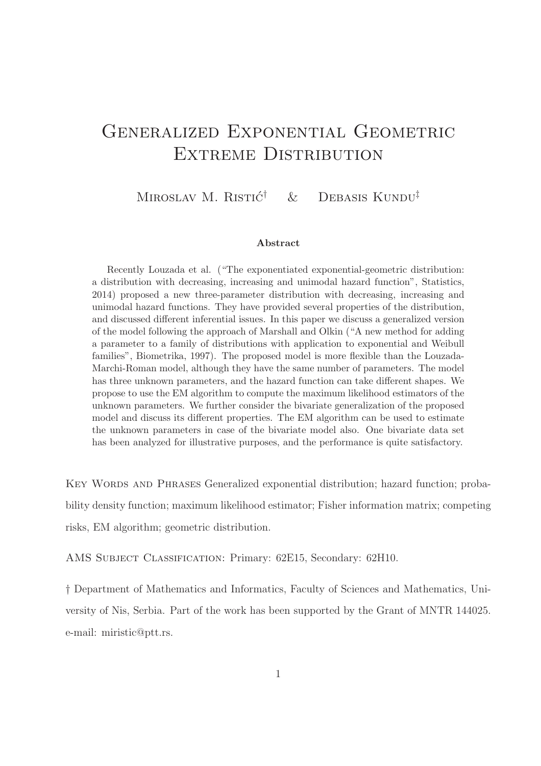# Generalized Exponential Geometric Extreme Distribution

Miroslav M. Ristić[†] & Debasis Kundu[‡]

**Abstract**

Recently Louzada et al. ("The exponentiated exponential-geometric distribution: a distribution with decreasing, increasing and unimodal hazard function", Statistics, 2014) proposed a new three-parameter distribution with decreasing, increasing and unimodal hazard functions. They have provided several properties of the distribution, and discussed different inferential issues. In this paper we discuss a generalized version of the model following the approach of Marshall and Olkin ("A new method for adding a parameter to a family of distributions with application to exponential and Weibull families", Biometrika, 1997). The proposed model is more flexible than the Louzada-Marchi-Roman model, although they have the same number of parameters. The model has three unknown parameters, and the hazard function can take different shapes. We propose to use the EM algorithm to compute the maximum likelihood estimators of the unknown parameters. We further consider the bivariate generalization of the proposed model and discuss its different properties. The EM algorithm can be used to estimate the unknown parameters in case of the bivariate model also. One bivariate data set has been analyzed for illustrative purposes, and the performance is quite satisfactory.

Key Words and Phrases Generalized exponential distribution; hazard function; probability density function; maximum likelihood estimator; Fisher information matrix; competing risks, EM algorithm; geometric distribution.

AMS Subject Classification: Primary: 62E15, Secondary: 62H10.

† Department of Mathematics and Informatics, Faculty of Sciences and Mathematics, University of Nis, Serbia. Part of the work has been supported by the Grant of MNTR 144025. e-mail: miristic@ptt.rs.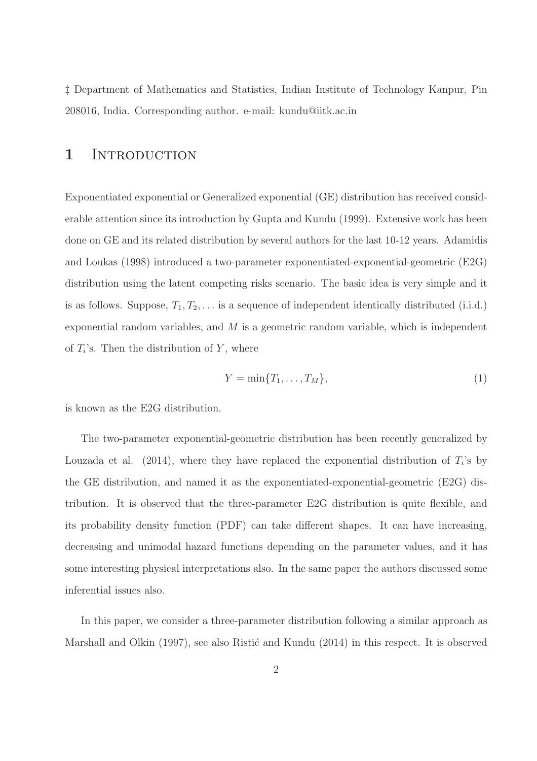‡ Department of Mathematics and Statistics, Indian Institute of Technology Kanpur, Pin 208016, India. Corresponding author. e-mail: kundu@iitk.ac.in

# 1 Introduction

Exponentiated exponential or Generalized exponential (GE) distribution has received considerable attention since its introduction by Gupta and Kundu (1999). Extensive work has been done on GE and its related distribution by several authors for the last 10-12 years. Adamidis and Loukas (1998) introduced a two-parameter exponentiated-exponential-geometric (E2G) distribution using the latent competing risks scenario. The basic idea is very simple and it is as follows. Suppose, $T_1, T_2, \ldots$ is a sequence of independent identically distributed (i.i.d.) exponential random variables, and $M$ is a geometric random variable, which is independent of $T_i$'s. Then the distribution of $Y$, where

$$Y = \min\{T_1, \ldots, T_M\}, \tag{1}$$

is known as the E2G distribution.

The two-parameter exponential-geometric distribution has been recently generalized by Louzada et al. (2014), where they have replaced the exponential distribution of $T_i$'s by the GE distribution, and named it as the exponentiated-exponential-geometric (E2G) distribution. It is observed that the three-parameter E2G distribution is quite flexible, and its probability density function (PDF) can take different shapes. It can have increasing, decreasing and unimodal hazard functions depending on the parameter values, and it has some interesting physical interpretations also. In the same paper the authors discussed some inferential issues also.

In this paper, we consider a three-parameter distribution following a similar approach as Marshall and Olkin (1997), see also Ristić and Kundu (2014) in this respect. It is observed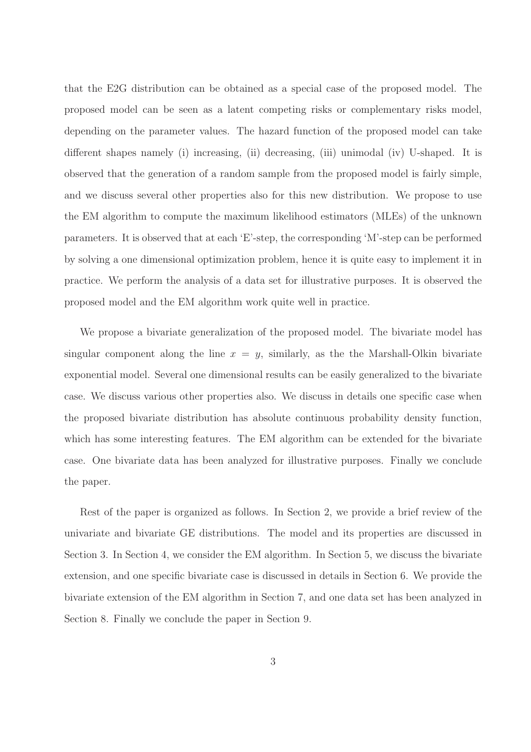that the E2G distribution can be obtained as a special case of the proposed model. The proposed model can be seen as a latent competing risks or complementary risks model, depending on the parameter values. The hazard function of the proposed model can take different shapes namely (i) increasing, (ii) decreasing, (iii) unimodal (iv) U-shaped. It is observed that the generation of a random sample from the proposed model is fairly simple, and we discuss several other properties also for this new distribution. We propose to use the EM algorithm to compute the maximum likelihood estimators (MLEs) of the unknown parameters. It is observed that at each 'E'-step, the corresponding 'M'-step can be performed by solving a one dimensional optimization problem, hence it is quite easy to implement it in practice. We perform the analysis of a data set for illustrative purposes. It is observed the proposed model and the EM algorithm work quite well in practice.

We propose a bivariate generalization of the proposed model. The bivariate model has singular component along the line $x = y$, similarly, as the the Marshall-Olkin bivariate exponential model. Several one dimensional results can be easily generalized to the bivariate case. We discuss various other properties also. We discuss in details one specific case when the proposed bivariate distribution has absolute continuous probability density function, which has some interesting features. The EM algorithm can be extended for the bivariate case. One bivariate data has been analyzed for illustrative purposes. Finally we conclude the paper.

Rest of the paper is organized as follows. In Section 2, we provide a brief review of the univariate and bivariate GE distributions. The model and its properties are discussed in Section 3. In Section 4, we consider the EM algorithm. In Section 5, we discuss the bivariate extension, and one specific bivariate case is discussed in details in Section 6. We provide the bivariate extension of the EM algorithm in Section 7, and one data set has been analyzed in Section 8. Finally we conclude the paper in Section 9.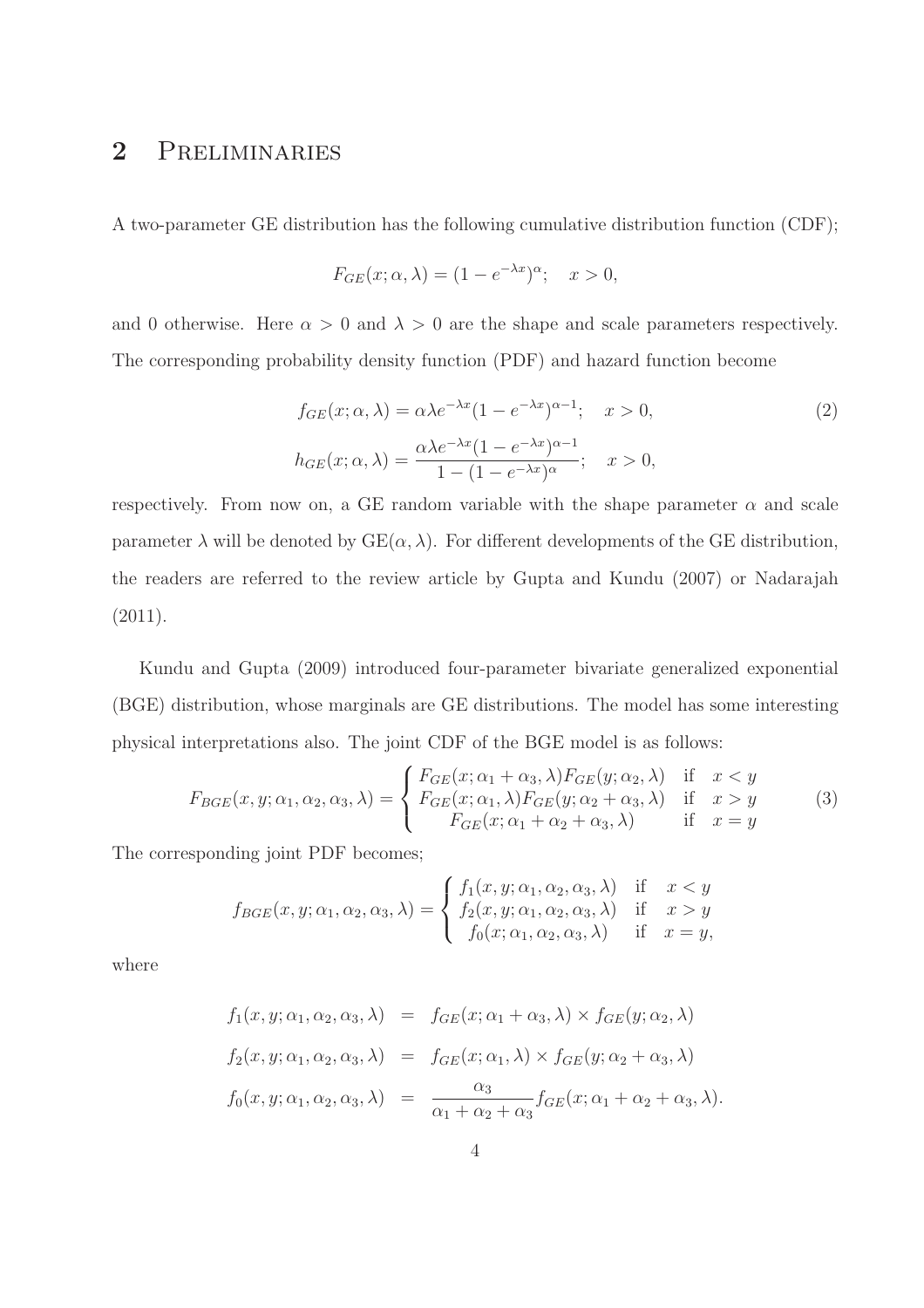## 2 Preliminaries

A two-parameter GE distribution has the following cumulative distribution function (CDF);

$$F_{GE}(x;\alpha,\lambda) = (1 - e^{-\lambda x})^{\alpha}; \quad x > 0,$$

and 0 otherwise. Here $\alpha > 0$ and $\lambda > 0$ are the shape and scale parameters respectively. The corresponding probability density function (PDF) and hazard function become

$$f_{GE}(x;\alpha,\lambda) = \alpha\lambda e^{-\lambda x}(1 - e^{-\lambda x})^{\alpha-1}; \quad x > 0, \tag{2}$$

$$h_{GE}(x;\alpha,\lambda) = \frac{\alpha\lambda e^{-\lambda x}(1 - e^{-\lambda x})^{\alpha-1}}{1 - (1 - e^{-\lambda x})^{\alpha}}; \quad x > 0,$$

respectively. From now on, a GE random variable with the shape parameter $\alpha$ and scale parameter $\lambda$ will be denoted by $\text{GE}(\alpha, \lambda)$. For different developments of the GE distribution, the readers are referred to the review article by Gupta and Kundu (2007) or Nadarajah (2011).

Kundu and Gupta (2009) introduced four-parameter bivariate generalized exponential (BGE) distribution, whose marginals are GE distributions. The model has some interesting physical interpretations also. The joint CDF of the BGE model is as follows:

$$F_{BGE}(x,y;\alpha_1,\alpha_2,\alpha_3,\lambda) = \begin{cases} F_{GE}(x;\alpha_1+\alpha_3,\lambda)F_{GE}(y;\alpha_2,\lambda) & \text{if} \quad x < y \\ F_{GE}(x;\alpha_1,\lambda)F_{GE}(y;\alpha_2+\alpha_3,\lambda) & \text{if} \quad x > y \\ F_{GE}(x;\alpha_1+\alpha_2+\alpha_3,\lambda) & \text{if} \quad x = y \end{cases} \tag{3}$$

The corresponding joint PDF becomes;

$$f_{BGE}(x,y;\alpha_1,\alpha_2,\alpha_3,\lambda) = \begin{cases} f_1(x,y;\alpha_1,\alpha_2,\alpha_3,\lambda) & \text{if} \quad x < y \\ f_2(x,y;\alpha_1,\alpha_2,\alpha_3,\lambda) & \text{if} \quad x > y \\ f_0(x;\alpha_1,\alpha_2,\alpha_3,\lambda) & \text{if} \quad x = y, \end{cases}$$

where

$$\begin{aligned} f_1(x,y;\alpha_1,\alpha_2,\alpha_3,\lambda) &= f_{GE}(x;\alpha_1+\alpha_3,\lambda) \times f_{GE}(y;\alpha_2,\lambda) \\ f_2(x,y;\alpha_1,\alpha_2,\alpha_3,\lambda) &= f_{GE}(x;\alpha_1,\lambda) \times f_{GE}(y;\alpha_2+\alpha_3,\lambda) \\ f_0(x,y;\alpha_1,\alpha_2,\alpha_3,\lambda) &= \frac{\alpha_3}{\alpha_1+\alpha_2+\alpha_3} f_{GE}(x;\alpha_1+\alpha_2+\alpha_3,\lambda). \end{aligned}$$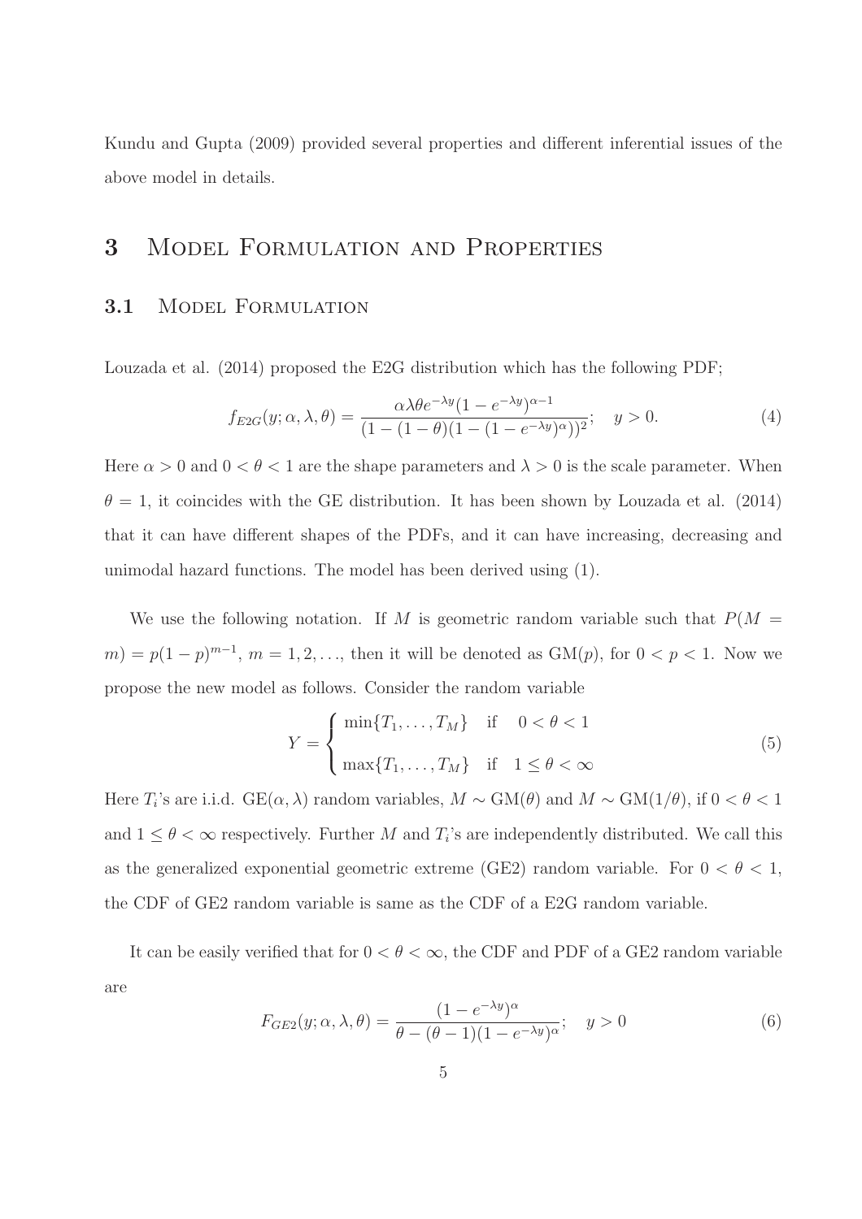Kundu and Gupta (2009) provided several properties and different inferential issues of the above model in details.

# 3 Model Formulation and Properties

## 3.1 Model Formulation

Louzada et al. (2014) proposed the E2G distribution which has the following PDF;

$$f_{E2G}(y; \alpha, \lambda, \theta) = \frac{\alpha\lambda\theta e^{-\lambda y}(1 - e^{-\lambda y})^{\alpha-1}}{(1 - (1-\theta)(1 - (1 - e^{-\lambda y})^{\alpha}))^2}; \quad y > 0. \tag{4}$$

Here $\alpha > 0$ and $0 < \theta < 1$ are the shape parameters and $\lambda > 0$ is the scale parameter. When $\theta = 1$, it coincides with the GE distribution. It has been shown by Louzada et al. (2014) that it can have different shapes of the PDFs, and it can have increasing, decreasing and unimodal hazard functions. The model has been derived using (1).

We use the following notation. If $M$ is geometric random variable such that $P(M = m) = p(1-p)^{m-1}$, $m = 1, 2, \ldots$, then it will be denoted as GM($p$), for $0 < p < 1$. Now we propose the new model as follows. Consider the random variable

$$Y = \begin{cases} \min\{T_1, \ldots, T_M\} & \text{if} \quad 0 < \theta < 1 \\ \max\{T_1, \ldots, T_M\} & \text{if} \quad 1 \leq \theta < \infty \end{cases} \tag{5}$$

Here $T_i$'s are i.i.d. GE($\alpha, \lambda$) random variables, $M \sim$ GM($\theta$) and $M \sim$ GM($1/\theta$), if $0 < \theta < 1$ and $1 \leq \theta < \infty$ respectively. Further $M$ and $T_i$'s are independently distributed. We call this as the generalized exponential geometric extreme (GE2) random variable. For $0 < \theta < 1$, the CDF of GE2 random variable is same as the CDF of a E2G random variable.

It can be easily verified that for $0 < \theta < \infty$, the CDF and PDF of a GE2 random variable are

$$F_{GE2}(y; \alpha, \lambda, \theta) = \frac{(1 - e^{-\lambda y})^{\alpha}}{\theta - (\theta - 1)(1 - e^{-\lambda y})^{\alpha}}; \quad y > 0 \tag{6}$$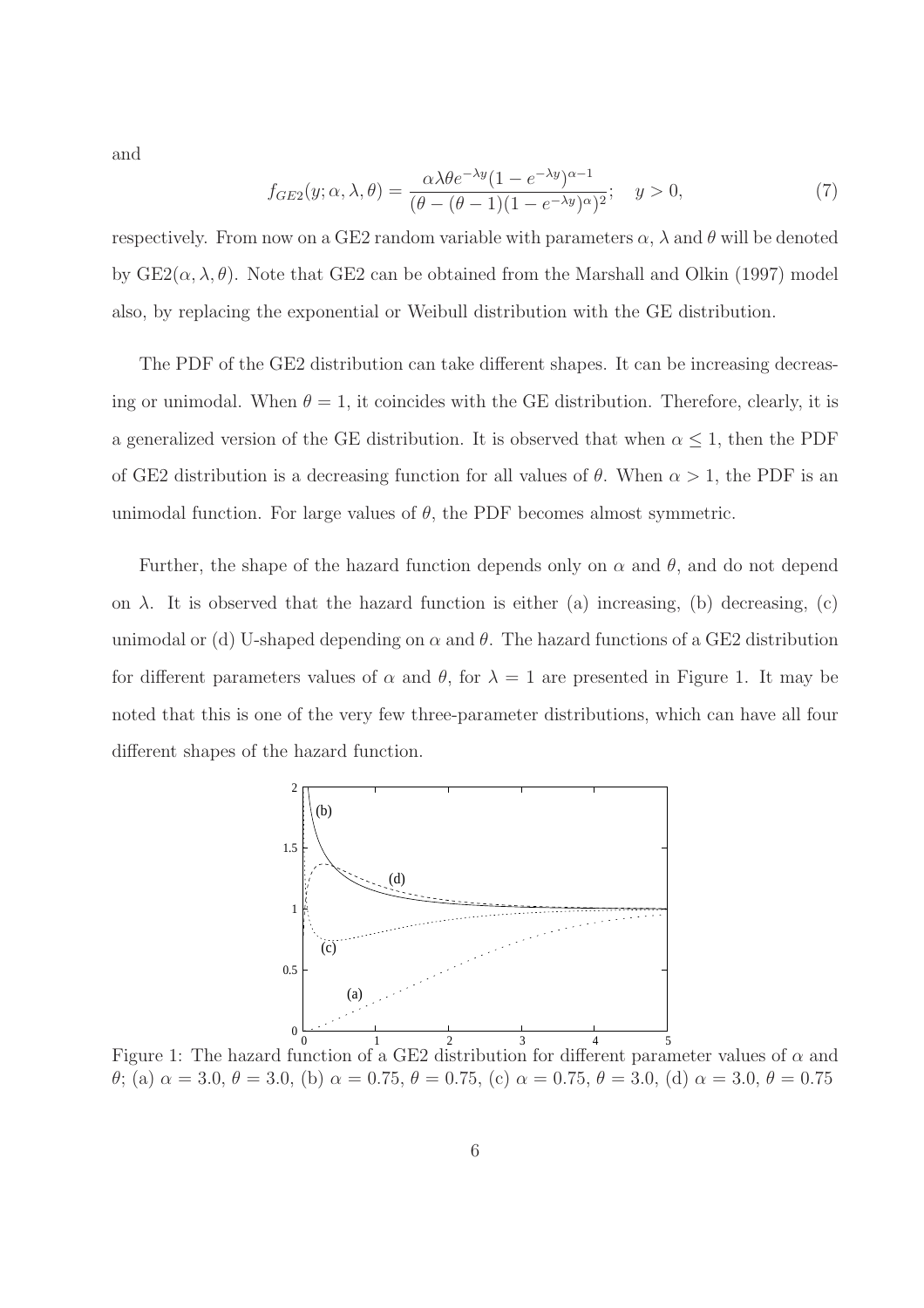and

$$f_{GE2}(y; \alpha, \lambda, \theta) = \frac{\alpha \lambda \theta e^{-\lambda y}(1 - e^{-\lambda y})^{\alpha - 1}}{(\theta - (\theta - 1)(1 - e^{-\lambda y})^{\alpha})^2}; \quad y > 0, \tag{7}$$

respectively. From now on a GE2 random variable with parameters $\alpha$, $\lambda$ and $\theta$ will be denoted by GE2$(\alpha, \lambda, \theta)$. Note that GE2 can be obtained from the Marshall and Olkin (1997) model also, by replacing the exponential or Weibull distribution with the GE distribution.

The PDF of the GE2 distribution can take different shapes. It can be increasing decreasing or unimodal. When $\theta = 1$, it coincides with the GE distribution. Therefore, clearly, it is a generalized version of the GE distribution. It is observed that when $\alpha \leq 1$, then the PDF of GE2 distribution is a decreasing function for all values of $\theta$. When $\alpha > 1$, the PDF is an unimodal function. For large values of $\theta$, the PDF becomes almost symmetric.

Further, the shape of the hazard function depends only on $\alpha$ and $\theta$, and do not depend on $\lambda$. It is observed that the hazard function is either (a) increasing, (b) decreasing, (c) unimodal or (d) U-shaped depending on $\alpha$ and $\theta$. The hazard functions of a GE2 distribution for different parameters values of $\alpha$ and $\theta$, for $\lambda = 1$ are presented in Figure 1. It may be noted that this is one of the very few three-parameter distributions, which can have all four different shapes of the hazard function.

Figure 1: The hazard function of a GE2 distribution for different parameter values of $\alpha$ and $\theta$; (a) $\alpha = 3.0$, $\theta = 3.0$, (b) $\alpha = 0.75$, $\theta = 0.75$, (c) $\alpha = 0.75$, $\theta = 3.0$, (d) $\alpha = 3.0$, $\theta = 0.75$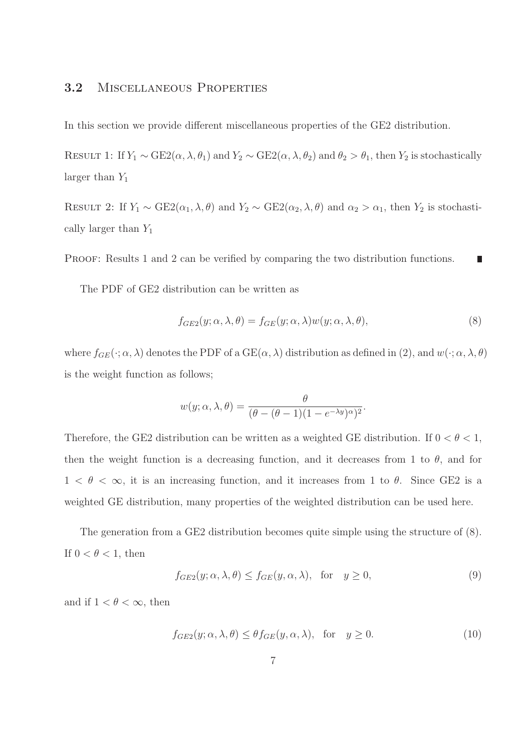## 3.2 Miscellaneous Properties

In this section we provide different miscellaneous properties of the GE2 distribution.

Result 1: If $Y_1 \sim \text{GE2}(\alpha, \lambda, \theta_1)$ and $Y_2 \sim \text{GE2}(\alpha, \lambda, \theta_2)$ and $\theta_2 > \theta_1$, then $Y_2$ is stochastically larger than $Y_1$

Result 2: If $Y_1 \sim \text{GE2}(\alpha_1, \lambda, \theta)$ and $Y_2 \sim \text{GE2}(\alpha_2, \lambda, \theta)$ and $\alpha_2 > \alpha_1$, then $Y_2$ is stochastically larger than $Y_1$

Proof: Results 1 and 2 can be verified by comparing the two distribution functions. ∎

The PDF of GE2 distribution can be written as

$$f_{GE2}(y; \alpha, \lambda, \theta) = f_{GE}(y; \alpha, \lambda) w(y; \alpha, \lambda, \theta), \tag{8}$$

where $f_{GE}(\cdot; \alpha, \lambda)$ denotes the PDF of a $\text{GE}(\alpha, \lambda)$ distribution as defined in (2), and $w(\cdot; \alpha, \lambda, \theta)$ is the weight function as follows;

$$w(y; \alpha, \lambda, \theta) = \frac{\theta}{(\theta - (\theta - 1)(1 - e^{-\lambda y})^{\alpha})^2}.$$

Therefore, the GE2 distribution can be written as a weighted GE distribution. If $0 < \theta < 1$, then the weight function is a decreasing function, and it decreases from 1 to $\theta$, and for $1 < \theta < \infty$, it is an increasing function, and it increases from 1 to $\theta$. Since GE2 is a weighted GE distribution, many properties of the weighted distribution can be used here.

The generation from a GE2 distribution becomes quite simple using the structure of (8). If $0 < \theta < 1$, then

$$f_{GE2}(y; \alpha, \lambda, \theta) \leq f_{GE}(y, \alpha, \lambda), \quad \text{for} \quad y \geq 0, \tag{9}$$

and if $1 < \theta < \infty$, then

$$f_{GE2}(y; \alpha, \lambda, \theta) \leq \theta f_{GE}(y, \alpha, \lambda), \quad \text{for} \quad y \geq 0. \tag{10}$$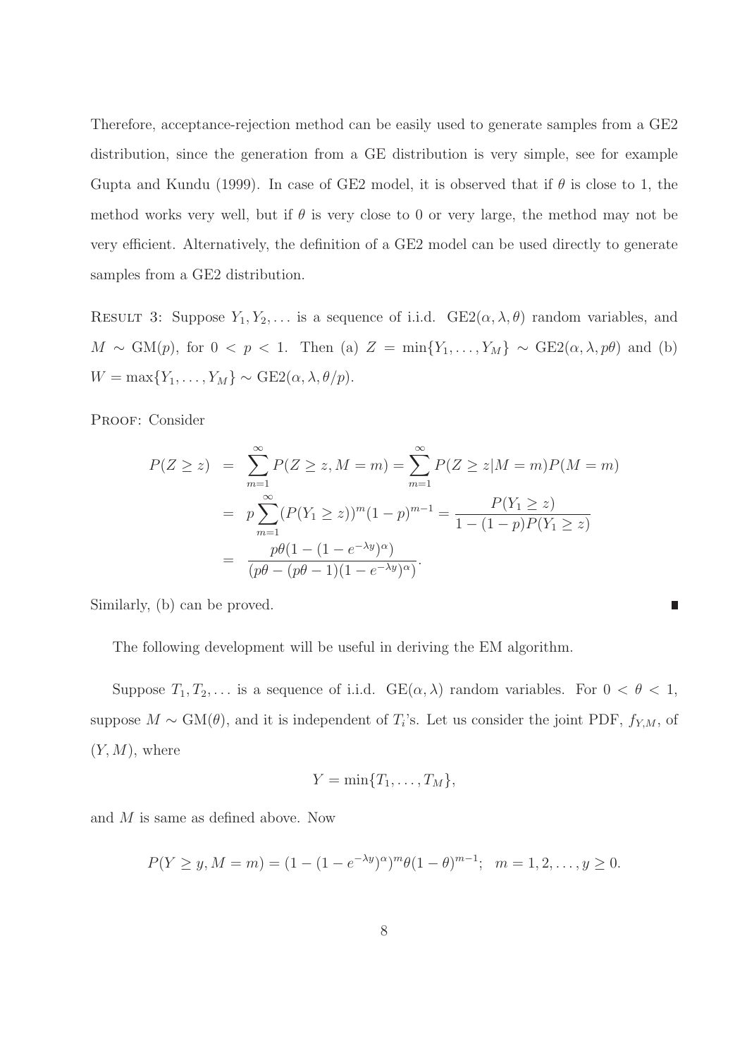Therefore, acceptance-rejection method can be easily used to generate samples from a GE2 distribution, since the generation from a GE distribution is very simple, see for example Gupta and Kundu (1999). In case of GE2 model, it is observed that if $\theta$ is close to 1, the method works very well, but if $\theta$ is very close to 0 or very large, the method may not be very efficient. Alternatively, the definition of a GE2 model can be used directly to generate samples from a GE2 distribution.

RESULT 3: Suppose $Y_1, Y_2, \ldots$ is a sequence of i.i.d. $\text{GE2}(\alpha, \lambda, \theta)$ random variables, and $M \sim \text{GM}(p)$, for $0 < p < 1$. Then (a) $Z = \min\{Y_1, \ldots, Y_M\} \sim \text{GE2}(\alpha, \lambda, p\theta)$ and (b) $W = \max\{Y_1, \ldots, Y_M\} \sim \text{GE2}(\alpha, \lambda, \theta/p)$.

PROOF: Consider

$$
\begin{aligned}
P(Z \geq z) &= \sum_{m=1}^{\infty} P(Z \geq z, M = m) = \sum_{m=1}^{\infty} P(Z \geq z | M = m) P(M = m) \\
&= p \sum_{m=1}^{\infty} (P(Y_1 \geq z))^m (1-p)^{m-1} = \frac{P(Y_1 \geq z)}{1 - (1-p) P(Y_1 \geq z)} \\
&= \frac{p\theta(1 - (1 - e^{-\lambda y})^{\alpha})}{(p\theta - (p\theta - 1)(1 - e^{-\lambda y})^{\alpha})}.
\end{aligned}
$$

Similarly, (b) can be proved. ∎

The following development will be useful in deriving the EM algorithm.

Suppose $T_1, T_2, \ldots$ is a sequence of i.i.d. $\text{GE}(\alpha, \lambda)$ random variables. For $0 < \theta < 1$, suppose $M \sim \text{GM}(\theta)$, and it is independent of $T_i$'s. Let us consider the joint PDF, $f_{Y,M}$, of $(Y, M)$, where

$$
Y = \min\{T_1, \ldots, T_M\},
$$

and $M$ is same as defined above. Now

$$
P(Y \geq y, M = m) = (1 - (1 - e^{-\lambda y})^{\alpha})^m \theta (1-\theta)^{m-1}; \quad m = 1, 2, \ldots, y \geq 0.
$$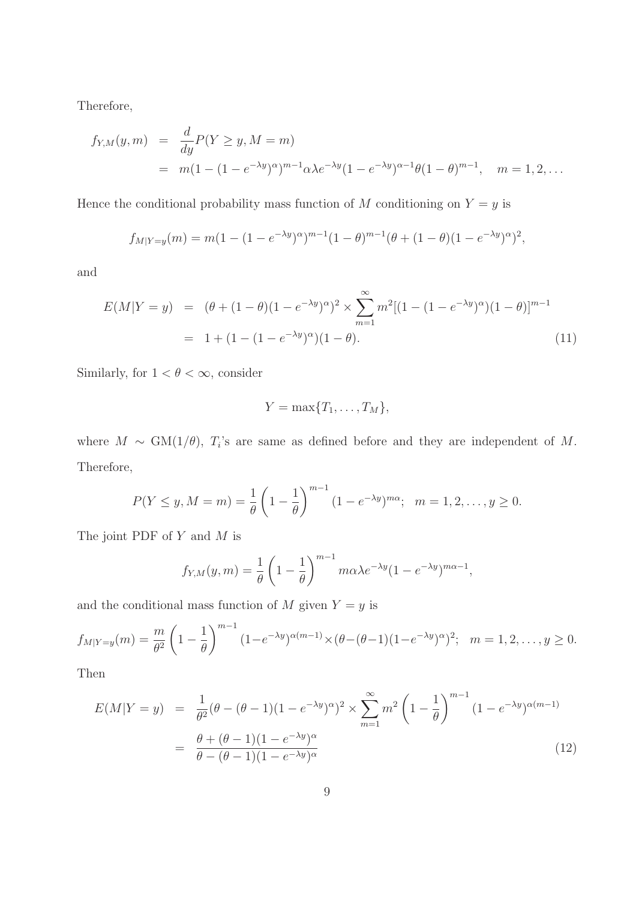Therefore,

$$
\begin{aligned}
f_{Y,M}(y,m) &= \frac{d}{dy}P(Y \geq y, M=m) \\
&= m(1-(1-e^{-\lambda y})^{\alpha})^{m-1}\alpha\lambda e^{-\lambda y}(1-e^{-\lambda y})^{\alpha-1}\theta(1-\theta)^{m-1}, \quad m=1,2,\ldots
\end{aligned}
$$

Hence the conditional probability mass function of $M$ conditioning on $Y=y$ is

$$
f_{M|Y=y}(m) = m(1-(1-e^{-\lambda y})^{\alpha})^{m-1}(1-\theta)^{m-1}(\theta+(1-\theta)(1-e^{-\lambda y})^{\alpha})^2,
$$

and

$$
\begin{aligned}
E(M|Y=y) &= (\theta+(1-\theta)(1-e^{-\lambda y})^{\alpha})^2 \times \sum_{m=1}^{\infty} m^2[(1-(1-e^{-\lambda y})^{\alpha})(1-\theta)]^{m-1} \\
&= 1+(1-(1-e^{-\lambda y})^{\alpha})(1-\theta). \qquad (11)
\end{aligned}
$$

Similarly, for $1<\theta<\infty$, consider

$$
Y = \max\{T_1, \ldots, T_M\},
$$

where $M \sim \text{GM}(1/\theta)$, $T_i$'s are same as defined before and they are independent of $M$. Therefore,

$$
P(Y \leq y, M=m) = \frac{1}{\theta}\left(1-\frac{1}{\theta}\right)^{m-1}(1-e^{-\lambda y})^{m\alpha}; \quad m=1,2,\ldots, y \geq 0.
$$

The joint PDF of $Y$ and $M$ is

$$
f_{Y,M}(y,m) = \frac{1}{\theta}\left(1-\frac{1}{\theta}\right)^{m-1} m\alpha\lambda e^{-\lambda y}(1-e^{-\lambda y})^{m\alpha-1},
$$

and the conditional mass function of $M$ given $Y=y$ is

$$
f_{M|Y=y}(m) = \frac{m}{\theta^2}\left(1-\frac{1}{\theta}\right)^{m-1}(1-e^{-\lambda y})^{\alpha(m-1)} \times (\theta-(\theta-1)(1-e^{-\lambda y})^{\alpha})^2; \quad m=1,2,\ldots, y \geq 0.
$$

Then

$$
\begin{aligned}
E(M|Y=y) &= \frac{1}{\theta^2}(\theta-(\theta-1)(1-e^{-\lambda y})^{\alpha})^2 \times \sum_{m=1}^{\infty} m^2\left(1-\frac{1}{\theta}\right)^{m-1}(1-e^{-\lambda y})^{\alpha(m-1)} \\
&= \frac{\theta+(\theta-1)(1-e^{-\lambda y})^{\alpha}}{\theta-(\theta-1)(1-e^{-\lambda y})^{\alpha}} \qquad (12)
\end{aligned}
$$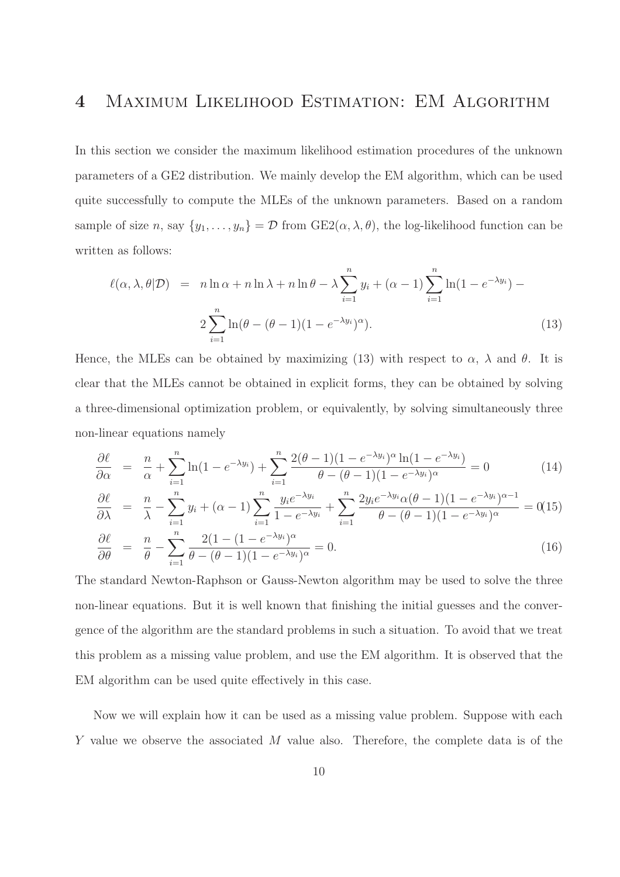# 4 Maximum Likelihood Estimation: EM Algorithm

In this section we consider the maximum likelihood estimation procedures of the unknown parameters of a GE2 distribution. We mainly develop the EM algorithm, which can be used quite successfully to compute the MLEs of the unknown parameters. Based on a random sample of size $n$, say $\{y_1, \ldots, y_n\} = \mathcal{D}$ from GE2$(\alpha, \lambda, \theta)$, the log-likelihood function can be written as follows:

$$
\begin{aligned}
\ell(\alpha, \lambda, \theta | \mathcal{D}) &= n \ln \alpha + n \ln \lambda + n \ln \theta - \lambda \sum_{i=1}^{n} y_i + (\alpha - 1) \sum_{i=1}^{n} \ln(1 - e^{-\lambda y_i}) - \\
& \quad 2 \sum_{i=1}^{n} \ln(\theta - (\theta - 1)(1 - e^{-\lambda y_i})^{\alpha}). \qquad (13)
\end{aligned}
$$

Hence, the MLEs can be obtained by maximizing (13) with respect to $\alpha$, $\lambda$ and $\theta$. It is clear that the MLEs cannot be obtained in explicit forms, they can be obtained by solving a three-dimensional optimization problem, or equivalently, by solving simultaneously three non-linear equations namely

$$
\frac{\partial \ell}{\partial \alpha} = \frac{n}{\alpha} + \sum_{i=1}^{n} \ln(1 - e^{-\lambda y_i}) + \sum_{i=1}^{n} \frac{2(\theta - 1)(1 - e^{-\lambda y_i})^{\alpha} \ln(1 - e^{-\lambda y_i})}{\theta - (\theta - 1)(1 - e^{-\lambda y_i})^{\alpha}} = 0 \qquad (14)
$$

$$
\frac{\partial \ell}{\partial \lambda} = \frac{n}{\lambda} - \sum_{i=1}^{n} y_i + (\alpha - 1) \sum_{i=1}^{n} \frac{y_i e^{-\lambda y_i}}{1 - e^{-\lambda y_i}} + \sum_{i=1}^{n} \frac{2 y_i e^{-\lambda y_i} \alpha (\theta - 1)(1 - e^{-\lambda y_i})^{\alpha - 1}}{\theta - (\theta - 1)(1 - e^{-\lambda y_i})^{\alpha}} = 0 \qquad (15)
$$

$$
\frac{\partial \ell}{\partial \theta} = \frac{n}{\theta} - \sum_{i=1}^{n} \frac{2(1 - (1 - e^{-\lambda y_i})^{\alpha}}{\theta - (\theta - 1)(1 - e^{-\lambda y_i})^{\alpha}} = 0. \qquad (16)
$$

The standard Newton-Raphson or Gauss-Newton algorithm may be used to solve the three non-linear equations. But it is well known that finishing the initial guesses and the convergence of the algorithm are the standard problems in such a situation. To avoid that we treat this problem as a missing value problem, and use the EM algorithm. It is observed that the EM algorithm can be used quite effectively in this case.

Now we will explain how it can be used as a missing value problem. Suppose with each $Y$ value we observe the associated $M$ value also. Therefore, the complete data is of the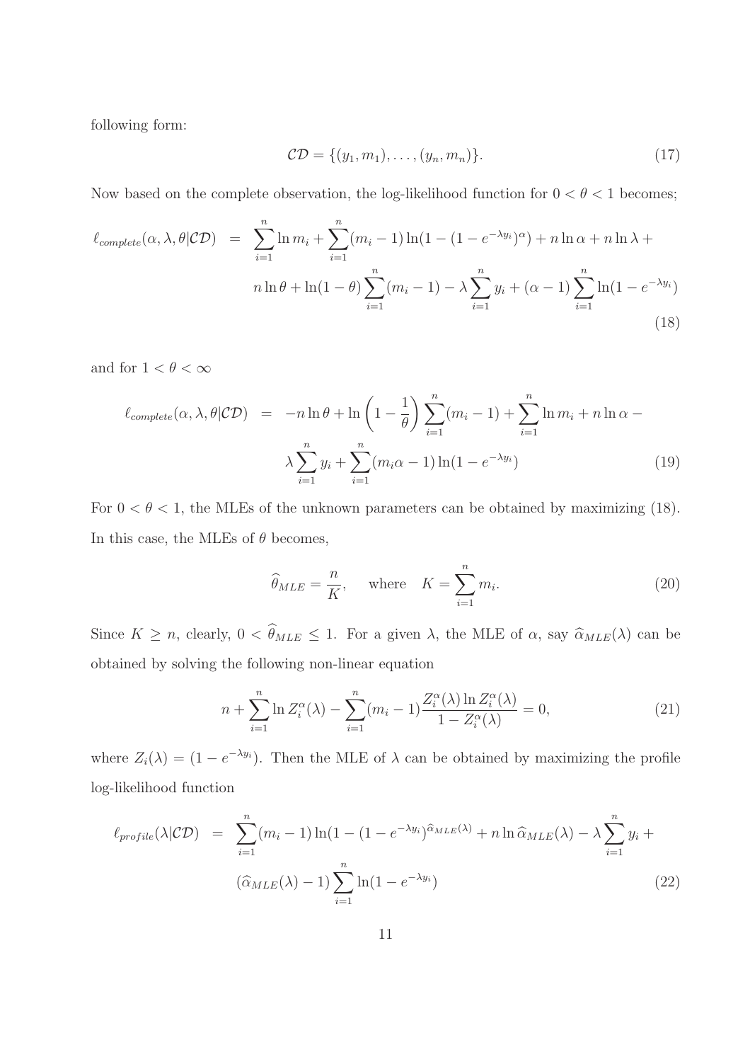following form:

$$\mathcal{CD} = \{(y_1, m_1), \ldots, (y_n, m_n)\}. \tag{17}$$

Now based on the complete observation, the log-likelihood function for $0 < \theta < 1$ becomes;

$$\begin{aligned}
\ell_{complete}(\alpha, \lambda, \theta|\mathcal{CD}) &= \sum_{i=1}^{n} \ln m_i + \sum_{i=1}^{n} (m_i - 1) \ln(1 - (1 - e^{-\lambda y_i})^{\alpha}) + n \ln \alpha + n \ln \lambda + \\
&\quad n \ln \theta + \ln(1 - \theta) \sum_{i=1}^{n} (m_i - 1) - \lambda \sum_{i=1}^{n} y_i + (\alpha - 1) \sum_{i=1}^{n} \ln(1 - e^{-\lambda y_i})
\end{aligned} \tag{18}$$

and for $1 < \theta < \infty$

$$\begin{aligned}
\ell_{complete}(\alpha, \lambda, \theta|\mathcal{CD}) &= -n \ln \theta + \ln\left(1 - \frac{1}{\theta}\right) \sum_{i=1}^{n} (m_i - 1) + \sum_{i=1}^{n} \ln m_i + n \ln \alpha - \\
&\quad \lambda \sum_{i=1}^{n} y_i + \sum_{i=1}^{n} (m_i \alpha - 1) \ln(1 - e^{-\lambda y_i})
\end{aligned} \tag{19}$$

For $0 < \theta < 1$, the MLEs of the unknown parameters can be obtained by maximizing (18). In this case, the MLEs of $\theta$ becomes,

$$\widehat{\theta}_{MLE} = \frac{n}{K}, \quad \text{where} \quad K = \sum_{i=1}^{n} m_i. \tag{20}$$

Since $K \geq n$, clearly, $0 < \widehat{\theta}_{MLE} \leq 1$. For a given $\lambda$, the MLE of $\alpha$, say $\widehat{\alpha}_{MLE}(\lambda)$ can be obtained by solving the following non-linear equation

$$n + \sum_{i=1}^{n} \ln Z_i^{\alpha}(\lambda) - \sum_{i=1}^{n} (m_i - 1) \frac{Z_i^{\alpha}(\lambda) \ln Z_i^{\alpha}(\lambda)}{1 - Z_i^{\alpha}(\lambda)} = 0, \tag{21}$$

where $Z_i(\lambda) = (1 - e^{-\lambda y_i})$. Then the MLE of $\lambda$ can be obtained by maximizing the profile log-likelihood function

$$\begin{aligned}
\ell_{profile}(\lambda|\mathcal{CD}) &= \sum_{i=1}^{n} (m_i - 1) \ln(1 - (1 - e^{-\lambda y_i})^{\widehat{\alpha}_{MLE}(\lambda)}) + n \ln \widehat{\alpha}_{MLE}(\lambda) - \lambda \sum_{i=1}^{n} y_i + \\
&\quad (\widehat{\alpha}_{MLE}(\lambda) - 1) \sum_{i=1}^{n} \ln(1 - e^{-\lambda y_i})
\end{aligned} \tag{22}$$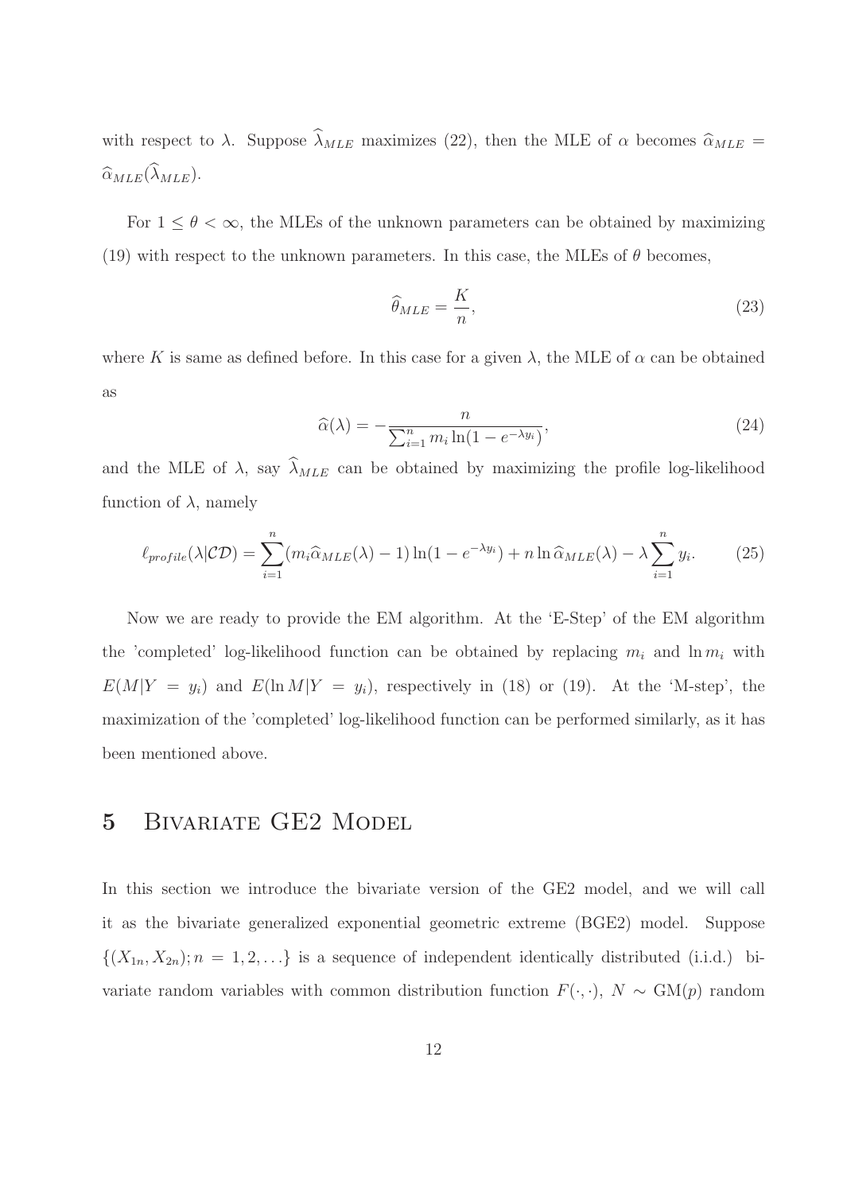with respect to $\lambda$. Suppose $\widehat{\lambda}_{MLE}$ maximizes (22), then the MLE of $\alpha$ becomes $\widehat{\alpha}_{MLE} = \widehat{\alpha}_{MLE}(\widehat{\lambda}_{MLE})$.

For $1 \leq \theta < \infty$, the MLEs of the unknown parameters can be obtained by maximizing (19) with respect to the unknown parameters. In this case, the MLEs of $\theta$ becomes,

$$\widehat{\theta}_{MLE} = \frac{K}{n}, \tag{23}$$

where $K$ is same as defined before. In this case for a given $\lambda$, the MLE of $\alpha$ can be obtained as

$$\widehat{\alpha}(\lambda) = -\frac{n}{\sum_{i=1}^{n} m_i \ln(1 - e^{-\lambda y_i})}, \tag{24}$$

and the MLE of $\lambda$, say $\widehat{\lambda}_{MLE}$ can be obtained by maximizing the profile log-likelihood function of $\lambda$, namely

$$\ell_{profile}(\lambda|\mathcal{CD}) = \sum_{i=1}^{n} (m_i \widehat{\alpha}_{MLE}(\lambda) - 1) \ln(1 - e^{-\lambda y_i}) + n \ln \widehat{\alpha}_{MLE}(\lambda) - \lambda \sum_{i=1}^{n} y_i. \tag{25}$$

Now we are ready to provide the EM algorithm. At the 'E-Step' of the EM algorithm the 'completed' log-likelihood function can be obtained by replacing $m_i$ and $\ln m_i$ with $E(M|Y = y_i)$ and $E(\ln M|Y = y_i)$, respectively in (18) or (19). At the 'M-step', the maximization of the 'completed' log-likelihood function can be performed similarly, as it has been mentioned above.

## 5 Bivariate GE2 Model

In this section we introduce the bivariate version of the GE2 model, and we will call it as the bivariate generalized exponential geometric extreme (BGE2) model. Suppose $\{(X_{1n}, X_{2n}); n = 1, 2, \ldots\}$ is a sequence of independent identically distributed (i.i.d.) bivariate random variables with common distribution function $F(\cdot, \cdot)$, $N \sim \text{GM}(p)$ random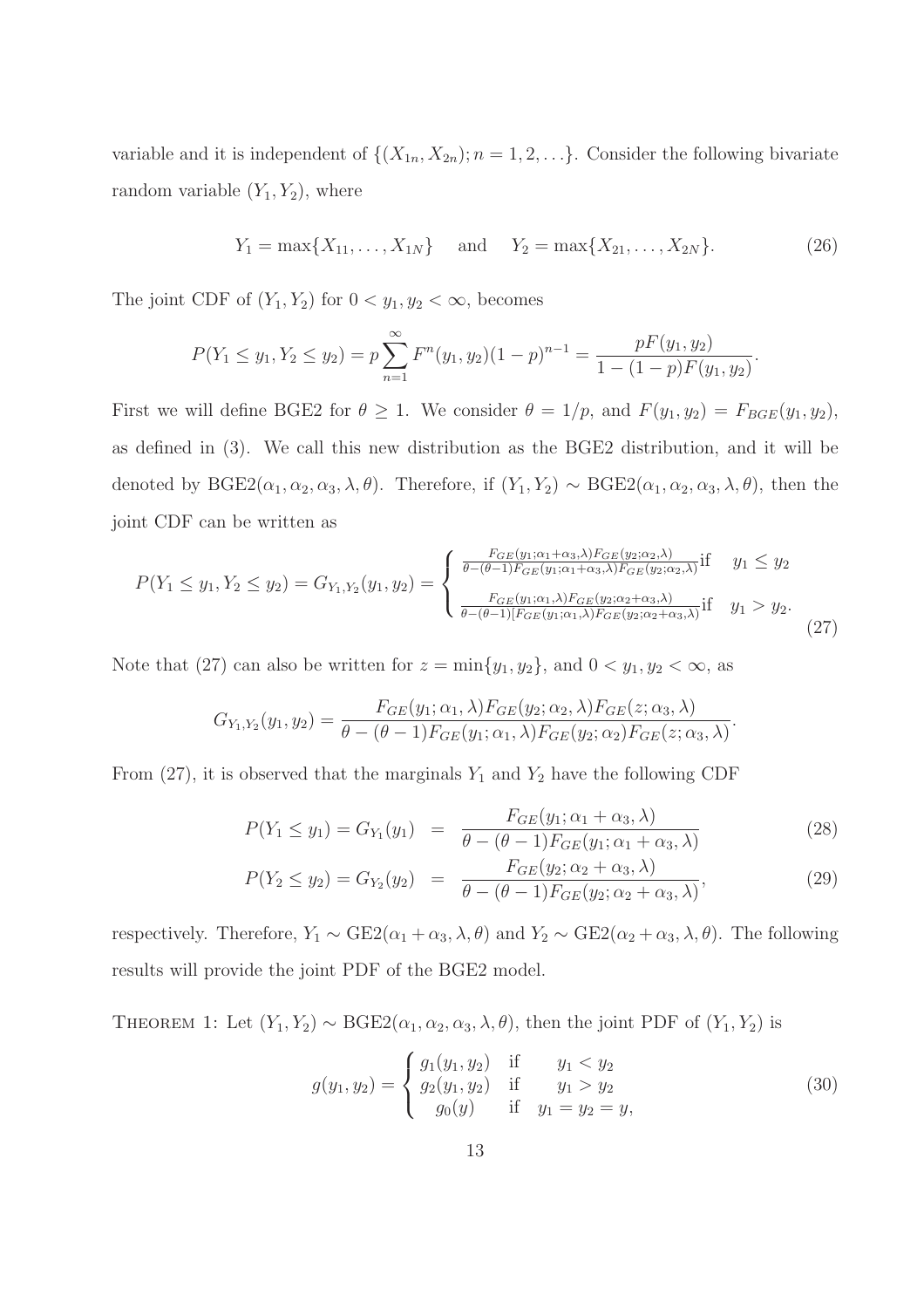variable and it is independent of $\{(X_{1n}, X_{2n}); n = 1, 2, \ldots\}$. Consider the following bivariate random variable $(Y_1, Y_2)$, where

$$Y_1 = \max\{X_{11}, \ldots, X_{1N}\} \quad \text{and} \quad Y_2 = \max\{X_{21}, \ldots, X_{2N}\}. \tag{26}$$

The joint CDF of $(Y_1, Y_2)$ for $0 < y_1, y_2 < \infty$, becomes

$$P(Y_1 \leq y_1, Y_2 \leq y_2) = p \sum_{n=1}^{\infty} F^n(y_1, y_2)(1-p)^{n-1} = \frac{pF(y_1, y_2)}{1 - (1-p)F(y_1, y_2)}.$$

First we will define BGE2 for $\theta \geq 1$. We consider $\theta = 1/p$, and $F(y_1, y_2) = F_{BGE}(y_1, y_2)$, as defined in (3). We call this new distribution as the BGE2 distribution, and it will be denoted by BGE2$(\alpha_1, \alpha_2, \alpha_3, \lambda, \theta)$. Therefore, if $(Y_1, Y_2) \sim$ BGE2$(\alpha_1, \alpha_2, \alpha_3, \lambda, \theta)$, then the joint CDF can be written as

$$P(Y_1 \leq y_1, Y_2 \leq y_2) = G_{Y_1,Y_2}(y_1, y_2) = \begin{cases} \frac{F_{GE}(y_1;\alpha_1+\alpha_3,\lambda)F_{GE}(y_2;\alpha_2,\lambda)}{\theta-(\theta-1)F_{GE}(y_1;\alpha_1+\alpha_3,\lambda)F_{GE}(y_2;\alpha_2,\lambda)} \text{if} & y_1 \leq y_2 \\ \frac{F_{GE}(y_1;\alpha_1,\lambda)F_{GE}(y_2;\alpha_2+\alpha_3,\lambda)}{\theta-(\theta-1)[F_{GE}(y_1;\alpha_1,\lambda)F_{GE}(y_2;\alpha_2+\alpha_3,\lambda)} \text{if} & y_1 > y_2. \end{cases} \tag{27}$$

Note that (27) can also be written for $z = \min\{y_1, y_2\}$, and $0 < y_1, y_2 < \infty$, as

$$G_{Y_1,Y_2}(y_1, y_2) = \frac{F_{GE}(y_1; \alpha_1, \lambda)F_{GE}(y_2; \alpha_2, \lambda)F_{GE}(z; \alpha_3, \lambda)}{\theta - (\theta - 1)F_{GE}(y_1; \alpha_1, \lambda)F_{GE}(y_2; \alpha_2)F_{GE}(z; \alpha_3, \lambda)}.$$

From (27), it is observed that the marginals $Y_1$ and $Y_2$ have the following CDF

$$P(Y_1 \leq y_1) = G_{Y_1}(y_1) = \frac{F_{GE}(y_1; \alpha_1 + \alpha_3, \lambda)}{\theta - (\theta - 1)F_{GE}(y_1; \alpha_1 + \alpha_3, \lambda)} \tag{28}$$

$$P(Y_2 \leq y_2) = G_{Y_2}(y_2) = \frac{F_{GE}(y_2; \alpha_2 + \alpha_3, \lambda)}{\theta - (\theta - 1)F_{GE}(y_2; \alpha_2 + \alpha_3, \lambda)}, \tag{29}$$

respectively. Therefore, $Y_1 \sim$ GE2$(\alpha_1 + \alpha_3, \lambda, \theta)$ and $Y_2 \sim$ GE2$(\alpha_2 + \alpha_3, \lambda, \theta)$. The following results will provide the joint PDF of the BGE2 model.

THEOREM 1: Let $(Y_1, Y_2) \sim$ BGE2$(\alpha_1, \alpha_2, \alpha_3, \lambda, \theta)$, then the joint PDF of $(Y_1, Y_2)$ is

$$g(y_1, y_2) = \begin{cases} g_1(y_1, y_2) & \text{if} \quad y_1 < y_2 \\ g_2(y_1, y_2) & \text{if} \quad y_1 > y_2 \\ g_0(y) & \text{if} \quad y_1 = y_2 = y, \end{cases} \tag{30}$$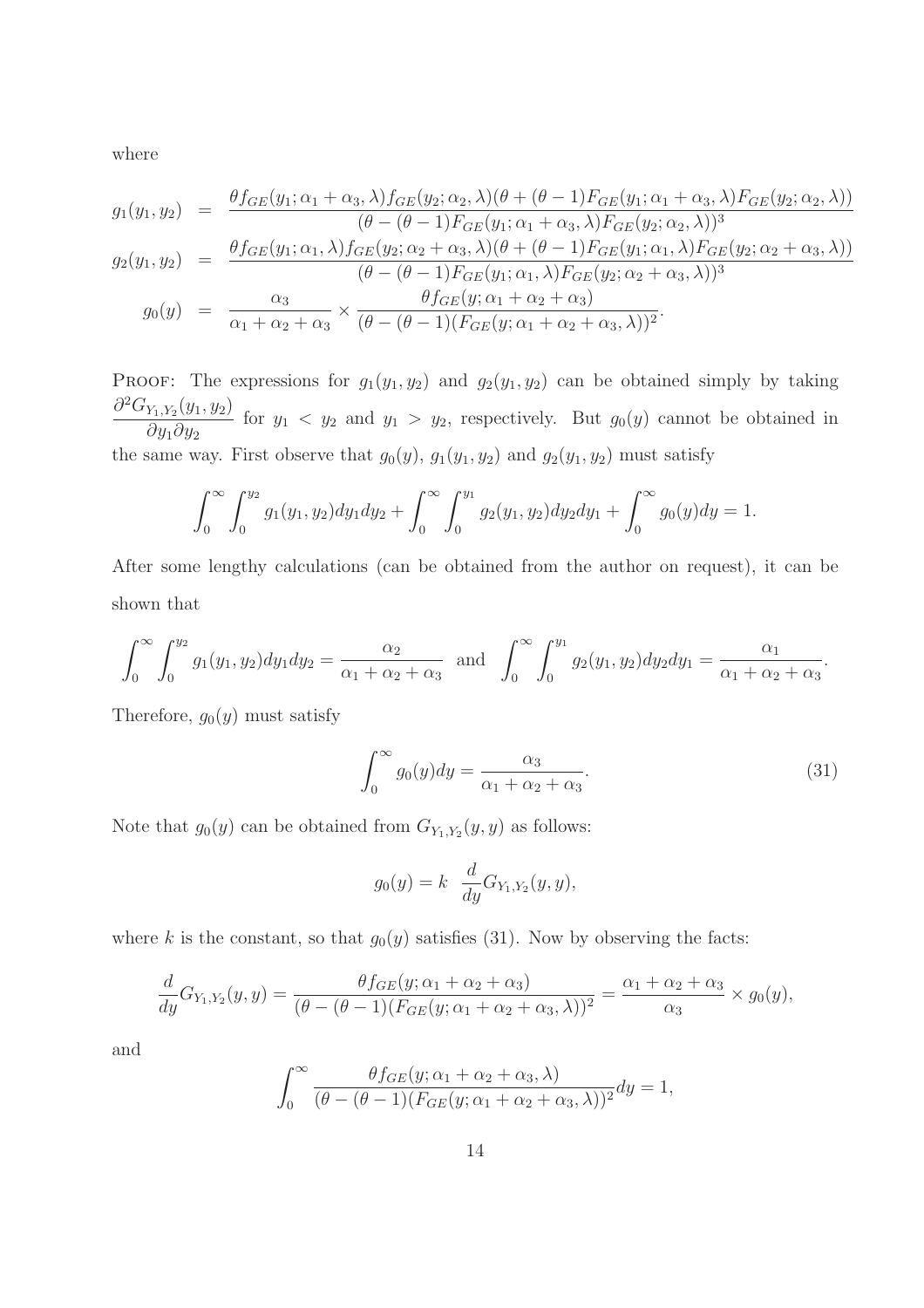where

$$
\begin{aligned}
g_1(y_1,y_2) &= \frac{\theta f_{GE}(y_1;\alpha_1+\alpha_3,\lambda) f_{GE}(y_2;\alpha_2,\lambda)(\theta+(\theta-1)F_{GE}(y_1;\alpha_1+\alpha_3,\lambda)F_{GE}(y_2;\alpha_2,\lambda))}{(\theta-(\theta-1)F_{GE}(y_1;\alpha_1+\alpha_3,\lambda)F_{GE}(y_2;\alpha_2,\lambda))^3} \\
g_2(y_1,y_2) &= \frac{\theta f_{GE}(y_1;\alpha_1,\lambda) f_{GE}(y_2;\alpha_2+\alpha_3,\lambda)(\theta+(\theta-1)F_{GE}(y_1;\alpha_1,\lambda)F_{GE}(y_2;\alpha_2+\alpha_3,\lambda))}{(\theta-(\theta-1)F_{GE}(y_1;\alpha_1,\lambda)F_{GE}(y_2;\alpha_2+\alpha_3,\lambda))^3} \\
g_0(y) &= \frac{\alpha_3}{\alpha_1+\alpha_2+\alpha_3} \times \frac{\theta f_{GE}(y;\alpha_1+\alpha_2+\alpha_3)}{(\theta-(\theta-1)(F_{GE}(y;\alpha_1+\alpha_2+\alpha_3,\lambda))^2}.
\end{aligned}
$$

Proof: The expressions for $g_1(y_1,y_2)$ and $g_2(y_1,y_2)$ can be obtained simply by taking $\frac{\partial^2 G_{Y_1,Y_2}(y_1,y_2)}{\partial y_1 \partial y_2}$ for $y_1 < y_2$ and $y_1 > y_2$, respectively. But $g_0(y)$ cannot be obtained in the same way. First observe that $g_0(y)$, $g_1(y_1,y_2)$ and $g_2(y_1,y_2)$ must satisfy

$$
\int_0^\infty \int_0^{y_2} g_1(y_1,y_2)dy_1dy_2 + \int_0^\infty \int_0^{y_1} g_2(y_1,y_2)dy_2dy_1 + \int_0^\infty g_0(y)dy = 1.
$$

After some lengthy calculations (can be obtained from the author on request), it can be shown that

$$
\int_0^\infty \int_0^{y_2} g_1(y_1,y_2)dy_1dy_2 = \frac{\alpha_2}{\alpha_1+\alpha_2+\alpha_3} \quad \text{and} \quad \int_0^\infty \int_0^{y_1} g_2(y_1,y_2)dy_2dy_1 = \frac{\alpha_1}{\alpha_1+\alpha_2+\alpha_3}.
$$

Therefore, $g_0(y)$ must satisfy

$$
\int_0^\infty g_0(y)dy = \frac{\alpha_3}{\alpha_1+\alpha_2+\alpha_3}. \tag{31}
$$

Note that $g_0(y)$ can be obtained from $G_{Y_1,Y_2}(y,y)$ as follows:

$$
g_0(y) = k \; \frac{d}{dy} G_{Y_1,Y_2}(y,y),
$$

where $k$ is the constant, so that $g_0(y)$ satisfies (31). Now by observing the facts:

$$
\frac{d}{dy} G_{Y_1,Y_2}(y,y) = \frac{\theta f_{GE}(y;\alpha_1+\alpha_2+\alpha_3)}{(\theta-(\theta-1)(F_{GE}(y;\alpha_1+\alpha_2+\alpha_3,\lambda))^2} = \frac{\alpha_1+\alpha_2+\alpha_3}{\alpha_3} \times g_0(y),
$$

and

$$
\int_0^\infty \frac{\theta f_{GE}(y;\alpha_1+\alpha_2+\alpha_3,\lambda)}{(\theta-(\theta-1)(F_{GE}(y;\alpha_1+\alpha_2+\alpha_3,\lambda))^2} dy = 1,
$$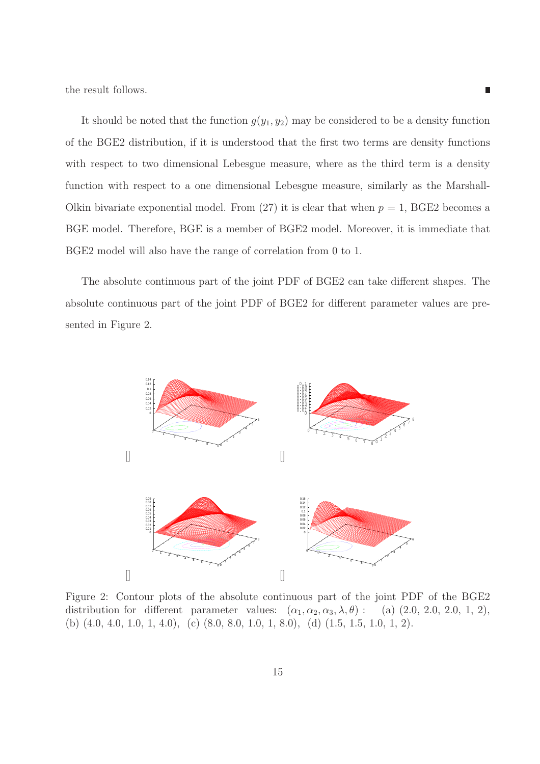the result follows. ∎

It should be noted that the function $g(y_1, y_2)$ may be considered to be a density function of the BGE2 distribution, if it is understood that the first two terms are density functions with respect to two dimensional Lebesgue measure, where as the third term is a density function with respect to a one dimensional Lebesgue measure, similarly as the Marshall-Olkin bivariate exponential model. From (27) it is clear that when $p = 1$, BGE2 becomes a BGE model. Therefore, BGE is a member of BGE2 model. Moreover, it is immediate that BGE2 model will also have the range of correlation from 0 to 1.

The absolute continuous part of the joint PDF of BGE2 can take different shapes. The absolute continuous part of the joint PDF of BGE2 for different parameter values are presented in Figure 2.

Figure 2: Contour plots of the absolute continuous part of the joint PDF of the BGE2 distribution for different parameter values: $(\alpha_1, \alpha_2, \alpha_3, \lambda, \theta)$ : (a) (2.0, 2.0, 2.0, 1, 2), (b) (4.0, 4.0, 1.0, 1, 4.0), (c) (8.0, 8.0, 1.0, 1, 8.0), (d) (1.5, 1.5, 1.0, 1, 2).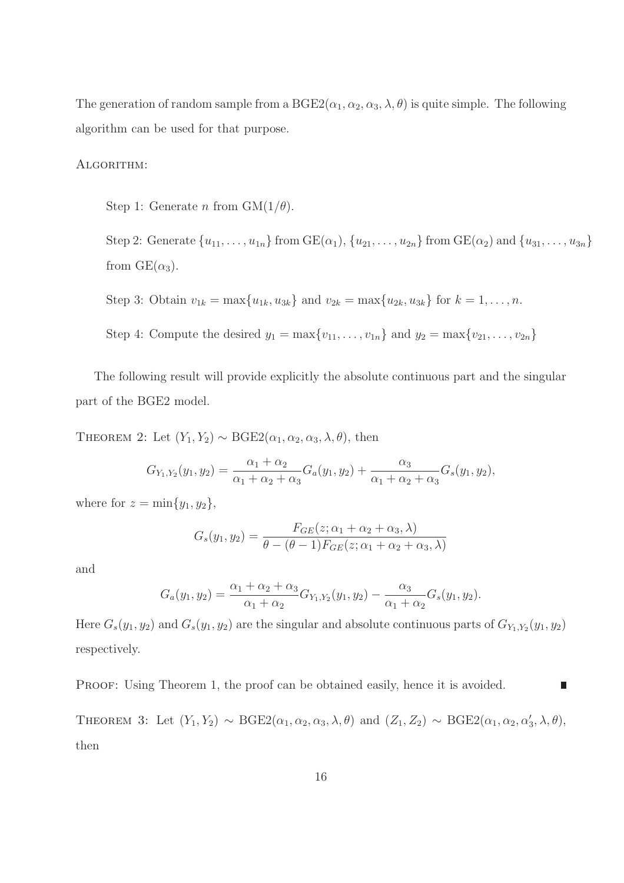The generation of random sample from a BGE2$(\alpha_1, \alpha_2, \alpha_3, \lambda, \theta)$ is quite simple. The following algorithm can be used for that purpose.

ALGORITHM:

Step 1: Generate $n$ from GM$(1/\theta)$.

Step 2: Generate $\{u_{11}, \ldots, u_{1n}\}$ from GE$(\alpha_1)$, $\{u_{21}, \ldots, u_{2n}\}$ from GE$(\alpha_2)$ and $\{u_{31}, \ldots, u_{3n}\}$ from GE$(\alpha_3)$.

Step 3: Obtain $v_{1k} = \max\{u_{1k}, u_{3k}\}$ and $v_{2k} = \max\{u_{2k}, u_{3k}\}$ for $k = 1, \ldots, n$.

Step 4: Compute the desired $y_1 = \max\{v_{11}, \ldots, v_{1n}\}$ and $y_2 = \max\{v_{21}, \ldots, v_{2n}\}$

The following result will provide explicitly the absolute continuous part and the singular part of the BGE2 model.

THEOREM 2: Let $(Y_1, Y_2) \sim$ BGE2$(\alpha_1, \alpha_2, \alpha_3, \lambda, \theta)$, then

$$G_{Y_1,Y_2}(y_1, y_2) = \frac{\alpha_1 + \alpha_2}{\alpha_1 + \alpha_2 + \alpha_3} G_a(y_1, y_2) + \frac{\alpha_3}{\alpha_1 + \alpha_2 + \alpha_3} G_s(y_1, y_2),$$

where for $z = \min\{y_1, y_2\}$,

$$G_s(y_1, y_2) = \frac{F_{GE}(z; \alpha_1 + \alpha_2 + \alpha_3, \lambda)}{\theta - (\theta - 1) F_{GE}(z; \alpha_1 + \alpha_2 + \alpha_3, \lambda)}$$

and

$$G_a(y_1, y_2) = \frac{\alpha_1 + \alpha_2 + \alpha_3}{\alpha_1 + \alpha_2} G_{Y_1,Y_2}(y_1, y_2) - \frac{\alpha_3}{\alpha_1 + \alpha_2} G_s(y_1, y_2).$$

Here $G_s(y_1, y_2)$ and $G_s(y_1, y_2)$ are the singular and absolute continuous parts of $G_{Y_1,Y_2}(y_1, y_2)$ respectively.

PROOF: Using Theorem 1, the proof can be obtained easily, hence it is avoided. ∎

THEOREM 3: Let $(Y_1, Y_2) \sim$ BGE2$(\alpha_1, \alpha_2, \alpha_3, \lambda, \theta)$ and $(Z_1, Z_2) \sim$ BGE2$(\alpha_1, \alpha_2, \alpha_3', \lambda, \theta)$, then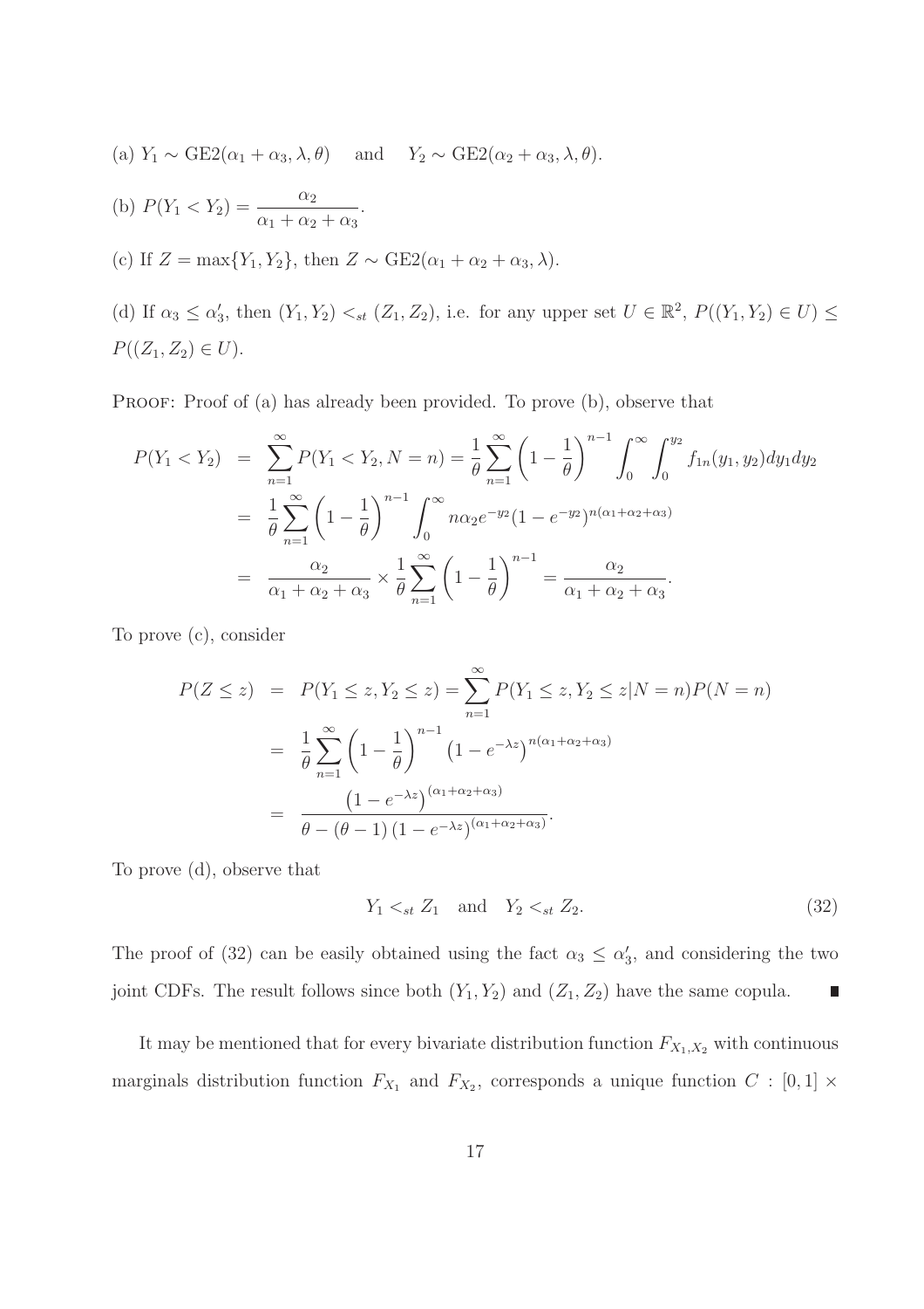(a) $Y_1 \sim \text{GE2}(\alpha_1 + \alpha_3, \lambda, \theta)$ and $Y_2 \sim \text{GE2}(\alpha_2 + \alpha_3, \lambda, \theta)$.

(b) $P(Y_1 < Y_2) = \dfrac{\alpha_2}{\alpha_1 + \alpha_2 + \alpha_3}$.

(c) If $Z = \max\{Y_1, Y_2\}$, then $Z \sim \text{GE2}(\alpha_1 + \alpha_2 + \alpha_3, \lambda)$.

(d) If $\alpha_3 \leq \alpha_3'$, then $(Y_1, Y_2) <_{st} (Z_1, Z_2)$, i.e. for any upper set $U \in \mathbb{R}^2$, $P((Y_1, Y_2) \in U) \leq P((Z_1, Z_2) \in U)$.

Proof: Proof of (a) has already been provided. To prove (b), observe that

$$
\begin{aligned}
P(Y_1 < Y_2) &= \sum_{n=1}^{\infty} P(Y_1 < Y_2, N = n) = \frac{1}{\theta} \sum_{n=1}^{\infty} \left(1 - \frac{1}{\theta}\right)^{n-1} \int_0^{\infty} \int_0^{y_2} f_{1n}(y_1, y_2) dy_1 dy_2 \\
&= \frac{1}{\theta} \sum_{n=1}^{\infty} \left(1 - \frac{1}{\theta}\right)^{n-1} \int_0^{\infty} n \alpha_2 e^{-y_2} (1 - e^{-y_2})^{n(\alpha_1 + \alpha_2 + \alpha_3)} \\
&= \frac{\alpha_2}{\alpha_1 + \alpha_2 + \alpha_3} \times \frac{1}{\theta} \sum_{n=1}^{\infty} \left(1 - \frac{1}{\theta}\right)^{n-1} = \frac{\alpha_2}{\alpha_1 + \alpha_2 + \alpha_3}.
\end{aligned}
$$

To prove (c), consider

$$
\begin{aligned}
P(Z \leq z) &= P(Y_1 \leq z, Y_2 \leq z) = \sum_{n=1}^{\infty} P(Y_1 \leq z, Y_2 \leq z | N = n) P(N = n) \\
&= \frac{1}{\theta} \sum_{n=1}^{\infty} \left(1 - \frac{1}{\theta}\right)^{n-1} \left(1 - e^{-\lambda z}\right)^{n(\alpha_1 + \alpha_2 + \alpha_3)} \\
&= \frac{\left(1 - e^{-\lambda z}\right)^{(\alpha_1 + \alpha_2 + \alpha_3)}}{\theta - (\theta - 1)\left(1 - e^{-\lambda z}\right)^{(\alpha_1 + \alpha_2 + \alpha_3)}}.
\end{aligned}
$$

To prove (d), observe that

$$
Y_1 <_{st} Z_1 \quad \text{and} \quad Y_2 <_{st} Z_2. \tag{32}
$$

The proof of (32) can be easily obtained using the fact $\alpha_3 \leq \alpha_3'$, and considering the two joint CDFs. The result follows since both $(Y_1, Y_2)$ and $(Z_1, Z_2)$ have the same copula. ∎

It may be mentioned that for every bivariate distribution function $F_{X_1,X_2}$ with continuous marginals distribution function $F_{X_1}$ and $F_{X_2}$, corresponds a unique function $C : [0,1] \times$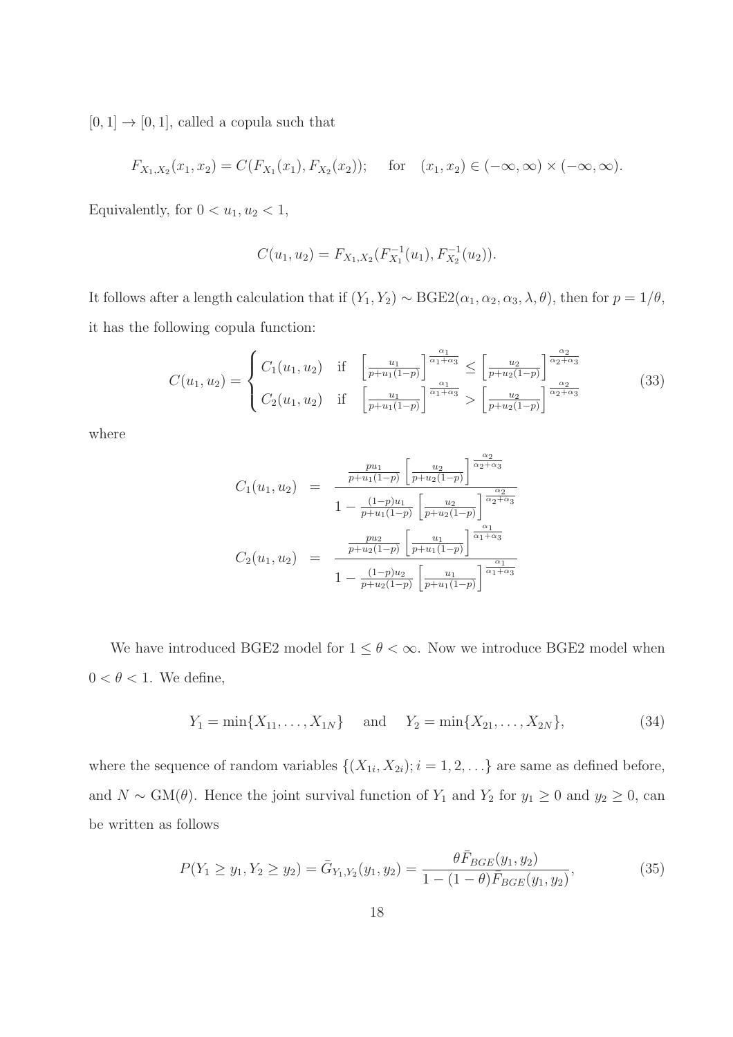$[0, 1] \to [0, 1]$, called a copula such that

$$F_{X_1,X_2}(x_1, x_2) = C(F_{X_1}(x_1), F_{X_2}(x_2)); \quad \text{for} \quad (x_1, x_2) \in (-\infty, \infty) \times (-\infty, \infty).$$

Equivalently, for $0 < u_1, u_2 < 1$,

$$C(u_1, u_2) = F_{X_1,X_2}(F_{X_1}^{-1}(u_1), F_{X_2}^{-1}(u_2)).$$

It follows after a length calculation that if $(Y_1, Y_2) \sim \text{BGE2}(\alpha_1, \alpha_2, \alpha_3, \lambda, \theta)$, then for $p = 1/\theta$, it has the following copula function:

$$C(u_1, u_2) = \begin{cases} C_1(u_1, u_2) & \text{if} \quad \left[\frac{u_1}{p+u_1(1-p)}\right]^{\frac{\alpha_1}{\alpha_1+\alpha_3}} \le \left[\frac{u_2}{p+u_2(1-p)}\right]^{\frac{\alpha_2}{\alpha_2+\alpha_3}} \\ C_2(u_1, u_2) & \text{if} \quad \left[\frac{u_1}{p+u_1(1-p)}\right]^{\frac{\alpha_1}{\alpha_1+\alpha_3}} > \left[\frac{u_2}{p+u_2(1-p)}\right]^{\frac{\alpha_2}{\alpha_2+\alpha_3}} \end{cases} \tag{33}$$

where

$$\begin{aligned} C_1(u_1, u_2) &= \frac{\frac{pu_1}{p+u_1(1-p)} \left[\frac{u_2}{p+u_2(1-p)}\right]^{\frac{\alpha_2}{\alpha_2+\alpha_3}}}{1 - \frac{(1-p)u_1}{p+u_1(1-p)} \left[\frac{u_2}{p+u_2(1-p)}\right]^{\frac{\alpha_2}{\alpha_2+\alpha_3}}} \\ C_2(u_1, u_2) &= \frac{\frac{pu_2}{p+u_2(1-p)} \left[\frac{u_1}{p+u_1(1-p)}\right]^{\frac{\alpha_1}{\alpha_1+\alpha_3}}}{1 - \frac{(1-p)u_2}{p+u_2(1-p)} \left[\frac{u_1}{p+u_1(1-p)}\right]^{\frac{\alpha_1}{\alpha_1+\alpha_3}}} \end{aligned}$$

We have introduced BGE2 model for $1 \le \theta < \infty$. Now we introduce BGE2 model when $0 < \theta < 1$. We define,

$$Y_1 = \min\{X_{11}, \ldots, X_{1N}\} \quad \text{and} \quad Y_2 = \min\{X_{21}, \ldots, X_{2N}\}, \tag{34}$$

where the sequence of random variables $\{(X_{1i}, X_{2i}); i = 1, 2, \ldots\}$ are same as defined before, and $N \sim \text{GM}(\theta)$. Hence the joint survival function of $Y_1$ and $Y_2$ for $y_1 \ge 0$ and $y_2 \ge 0$, can be written as follows

$$P(Y_1 \ge y_1, Y_2 \ge y_2) = \bar{G}_{Y_1,Y_2}(y_1, y_2) = \frac{\theta \bar{F}_{BGE}(y_1, y_2)}{1 - (1-\theta)\bar{F}_{BGE}(y_1, y_2)}, \tag{35}$$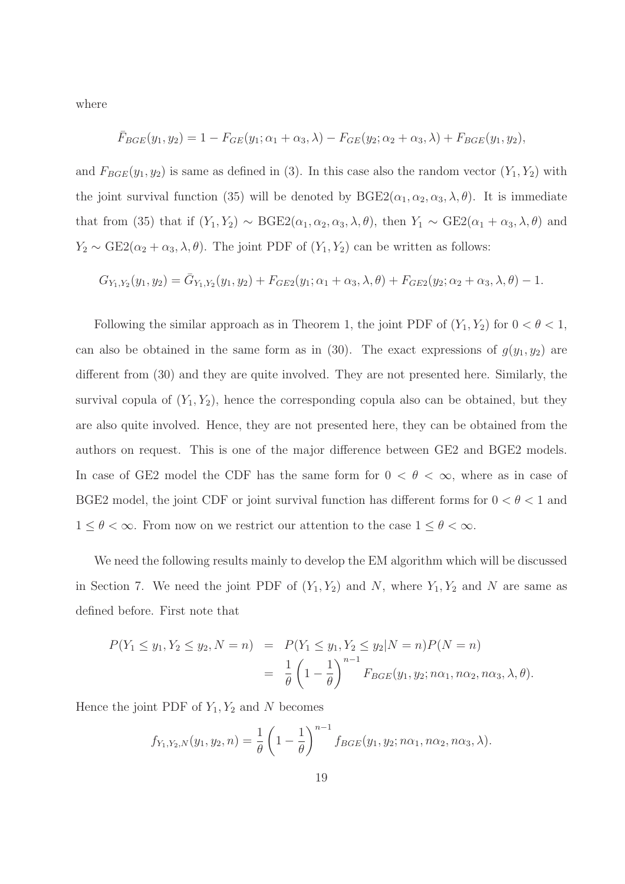where

$$\bar{F}_{BGE}(y_1, y_2) = 1 - F_{GE}(y_1; \alpha_1 + \alpha_3, \lambda) - F_{GE}(y_2; \alpha_2 + \alpha_3, \lambda) + F_{BGE}(y_1, y_2),$$

and $F_{BGE}(y_1, y_2)$ is same as defined in (3). In this case also the random vector $(Y_1, Y_2)$ with the joint survival function (35) will be denoted by BGE2$(\alpha_1, \alpha_2, \alpha_3, \lambda, \theta)$. It is immediate that from (35) that if $(Y_1, Y_2) \sim$ BGE2$(\alpha_1, \alpha_2, \alpha_3, \lambda, \theta)$, then $Y_1 \sim$ GE2$(\alpha_1 + \alpha_3, \lambda, \theta)$ and $Y_2 \sim$ GE2$(\alpha_2 + \alpha_3, \lambda, \theta)$. The joint PDF of $(Y_1, Y_2)$ can be written as follows:

$$G_{Y_1,Y_2}(y_1, y_2) = \bar{G}_{Y_1,Y_2}(y_1, y_2) + F_{GE2}(y_1; \alpha_1 + \alpha_3, \lambda, \theta) + F_{GE2}(y_2; \alpha_2 + \alpha_3, \lambda, \theta) - 1.$$

Following the similar approach as in Theorem 1, the joint PDF of $(Y_1, Y_2)$ for $0 < \theta < 1$, can also be obtained in the same form as in (30). The exact expressions of $g(y_1, y_2)$ are different from (30) and they are quite involved. They are not presented here. Similarly, the survival copula of $(Y_1, Y_2)$, hence the corresponding copula also can be obtained, but they are also quite involved. Hence, they are not presented here, they can be obtained from the authors on request. This is one of the major difference between GE2 and BGE2 models. In case of GE2 model the CDF has the same form for $0 < \theta < \infty$, where as in case of BGE2 model, the joint CDF or joint survival function has different forms for $0 < \theta < 1$ and $1 \leq \theta < \infty$. From now on we restrict our attention to the case $1 \leq \theta < \infty$.

We need the following results mainly to develop the EM algorithm which will be discussed in Section 7. We need the joint PDF of $(Y_1, Y_2)$ and $N$, where $Y_1, Y_2$ and $N$ are same as defined before. First note that

$$\begin{aligned} P(Y_1 \leq y_1, Y_2 \leq y_2, N = n) &= P(Y_1 \leq y_1, Y_2 \leq y_2 | N = n) P(N = n) \\ &= \frac{1}{\theta}\left(1 - \frac{1}{\theta}\right)^{n-1} F_{BGE}(y_1, y_2; n\alpha_1, n\alpha_2, n\alpha_3, \lambda, \theta). \end{aligned}$$

Hence the joint PDF of $Y_1, Y_2$ and $N$ becomes

$$f_{Y_1,Y_2,N}(y_1, y_2, n) = \frac{1}{\theta}\left(1 - \frac{1}{\theta}\right)^{n-1} f_{BGE}(y_1, y_2; n\alpha_1, n\alpha_2, n\alpha_3, \lambda).$$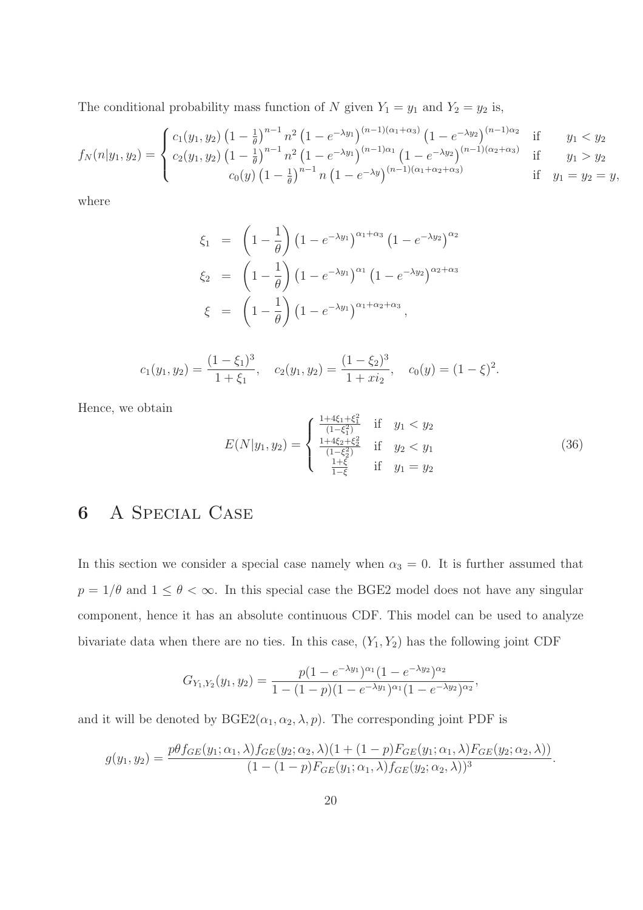The conditional probability mass function of $N$ given $Y_1 = y_1$ and $Y_2 = y_2$ is,

$$
f_N(n|y_1, y_2) = \begin{cases} c_1(y_1, y_2)\left(1 - \frac{1}{\theta}\right)^{n-1} n^2 \left(1 - e^{-\lambda y_1}\right)^{(n-1)(\alpha_1+\alpha_3)} \left(1 - e^{-\lambda y_2}\right)^{(n-1)\alpha_2} & \text{if} \quad y_1 < y_2 \\ c_2(y_1, y_2)\left(1 - \frac{1}{\theta}\right)^{n-1} n^2 \left(1 - e^{-\lambda y_1}\right)^{(n-1)\alpha_1} \left(1 - e^{-\lambda y_2}\right)^{(n-1)(\alpha_2+\alpha_3)} & \text{if} \quad y_1 > y_2 \\ c_0(y)\left(1 - \frac{1}{\theta}\right)^{n-1} n \left(1 - e^{-\lambda y}\right)^{(n-1)(\alpha_1+\alpha_2+\alpha_3)} & \text{if} \quad y_1 = y_2 = y, \end{cases}
$$

where

$$
\begin{aligned}
\xi_1 &= \left(1 - \frac{1}{\theta}\right)\left(1 - e^{-\lambda y_1}\right)^{\alpha_1+\alpha_3}\left(1 - e^{-\lambda y_2}\right)^{\alpha_2} \\
\xi_2 &= \left(1 - \frac{1}{\theta}\right)\left(1 - e^{-\lambda y_1}\right)^{\alpha_1}\left(1 - e^{-\lambda y_2}\right)^{\alpha_2+\alpha_3} \\
\xi &= \left(1 - \frac{1}{\theta}\right)\left(1 - e^{-\lambda y_1}\right)^{\alpha_1+\alpha_2+\alpha_3},
\end{aligned}
$$

$$
c_1(y_1, y_2) = \frac{(1-\xi_1)^3}{1+\xi_1}, \quad c_2(y_1, y_2) = \frac{(1-\xi_2)^3}{1+xi_2}, \quad c_0(y) = (1-\xi)^2.
$$

Hence, we obtain

$$
E(N|y_1, y_2) = \begin{cases} \frac{1+4\xi_1+\xi_1^2}{(1-\xi_1^2)} & \text{if} \quad y_1 < y_2 \\ \frac{1+4\xi_2+\xi_2^2}{(1-\xi_2^2)} & \text{if} \quad y_2 < y_1 \\ \frac{1+\xi}{1-\xi} & \text{if} \quad y_1 = y_2 \end{cases} \tag{36}
$$

# 6 A Special Case

In this section we consider a special case namely when $\alpha_3 = 0$. It is further assumed that $p = 1/\theta$ and $1 \leq \theta < \infty$. In this special case the BGE2 model does not have any singular component, hence it has an absolute continuous CDF. This model can be used to analyze bivariate data when there are no ties. In this case, $(Y_1, Y_2)$ has the following joint CDF

$$
G_{Y_1,Y_2}(y_1, y_2) = \frac{p(1 - e^{-\lambda y_1})^{\alpha_1}(1 - e^{-\lambda y_2})^{\alpha_2}}{1 - (1-p)(1 - e^{-\lambda y_1})^{\alpha_1}(1 - e^{-\lambda y_2})^{\alpha_2}},
$$

and it will be denoted by BGE2$(\alpha_1, \alpha_2, \lambda, p)$. The corresponding joint PDF is

$$
g(y_1, y_2) = \frac{p\theta f_{GE}(y_1; \alpha_1, \lambda) f_{GE}(y_2; \alpha_2, \lambda)(1 + (1-p)F_{GE}(y_1; \alpha_1, \lambda)F_{GE}(y_2; \alpha_2, \lambda))}{(1 - (1-p)F_{GE}(y_1; \alpha_1, \lambda)f_{GE}(y_2; \alpha_2, \lambda))^3}.
$$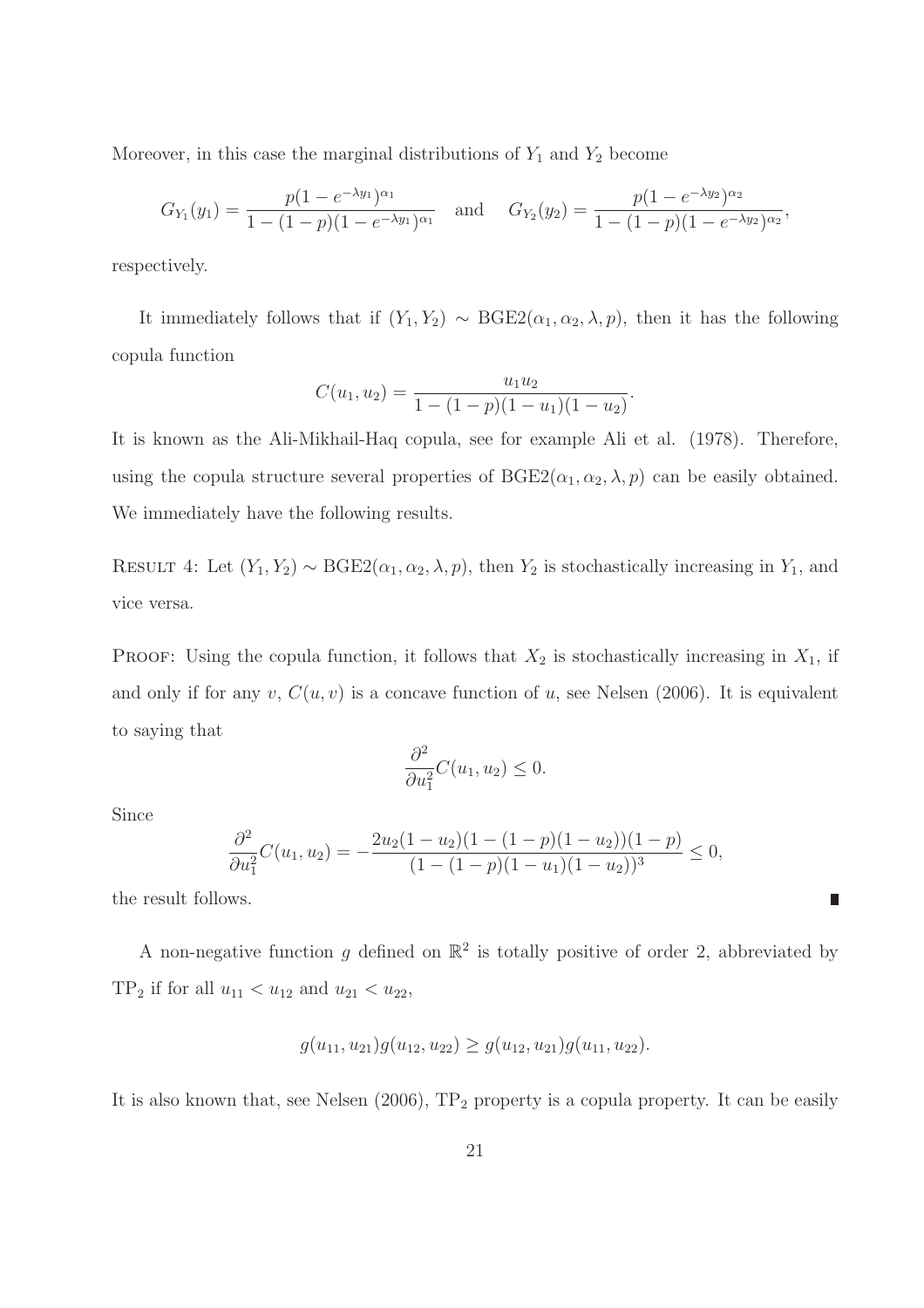Moreover, in this case the marginal distributions of $Y_1$ and $Y_2$ become

$$G_{Y_1}(y_1) = \frac{p(1-e^{-\lambda y_1})^{\alpha_1}}{1-(1-p)(1-e^{-\lambda y_1})^{\alpha_1}} \quad \text{and} \quad G_{Y_2}(y_2) = \frac{p(1-e^{-\lambda y_2})^{\alpha_2}}{1-(1-p)(1-e^{-\lambda y_2})^{\alpha_2}},$$

respectively.

It immediately follows that if $(Y_1, Y_2) \sim \text{BGE2}(\alpha_1, \alpha_2, \lambda, p)$, then it has the following copula function

$$C(u_1, u_2) = \frac{u_1 u_2}{1-(1-p)(1-u_1)(1-u_2)}.$$

It is known as the Ali-Mikhail-Haq copula, see for example Ali et al. (1978). Therefore, using the copula structure several properties of $\text{BGE2}(\alpha_1, \alpha_2, \lambda, p)$ can be easily obtained. We immediately have the following results.

RESULT 4: Let $(Y_1, Y_2) \sim \text{BGE2}(\alpha_1, \alpha_2, \lambda, p)$, then $Y_2$ is stochastically increasing in $Y_1$, and vice versa.

PROOF: Using the copula function, it follows that $X_2$ is stochastically increasing in $X_1$, if and only if for any $v$, $C(u, v)$ is a concave function of $u$, see Nelsen (2006). It is equivalent to saying that

$$\frac{\partial^2}{\partial u_1^2} C(u_1, u_2) \le 0.$$

Since

$$\frac{\partial^2}{\partial u_1^2} C(u_1, u_2) = -\frac{2u_2(1-u_2)(1-(1-p)(1-u_2))(1-p)}{(1-(1-p)(1-u_1)(1-u_2))^3} \le 0,$$

the result follows. ■

A non-negative function $g$ defined on $\mathbb{R}^2$ is totally positive of order 2, abbreviated by $\text{TP}_2$ if for all $u_{11} < u_{12}$ and $u_{21} < u_{22}$,

$$g(u_{11}, u_{21}) g(u_{12}, u_{22}) \ge g(u_{12}, u_{21}) g(u_{11}, u_{22}).$$

It is also known that, see Nelsen (2006), $\text{TP}_2$ property is a copula property. It can be easily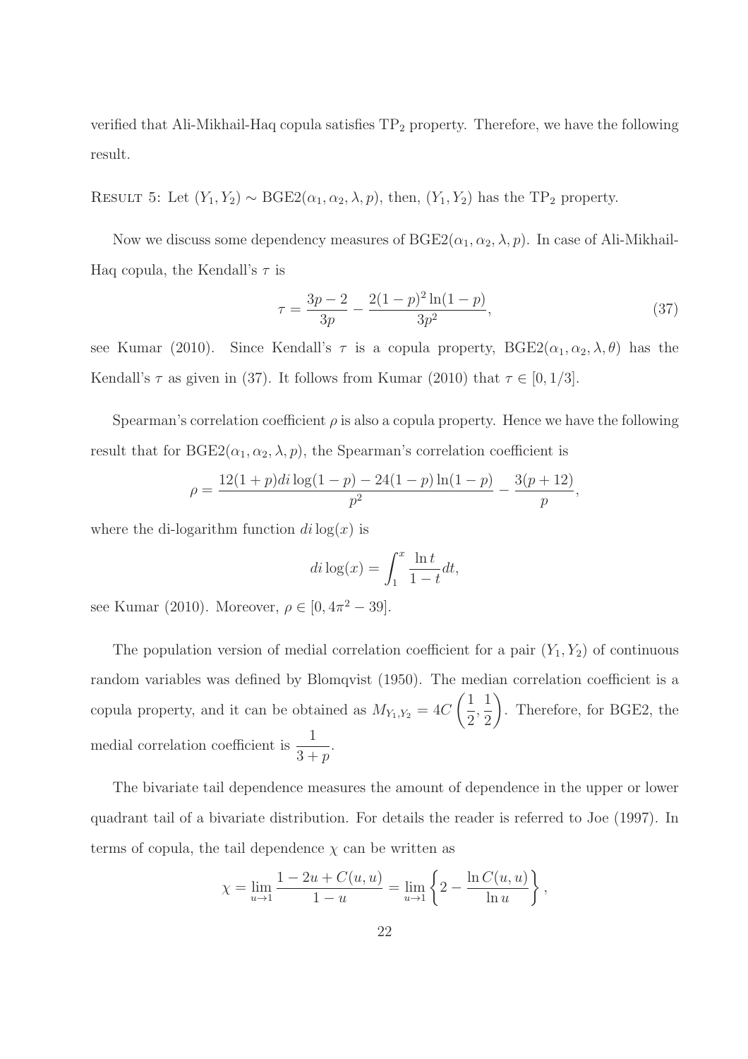verified that Ali-Mikhail-Haq copula satisfies $\text{TP}_2$ property. Therefore, we have the following result.

RESULT 5: Let $(Y_1, Y_2) \sim \text{BGE2}(\alpha_1, \alpha_2, \lambda, p)$, then, $(Y_1, Y_2)$ has the $\text{TP}_2$ property.

Now we discuss some dependency measures of $\text{BGE2}(\alpha_1, \alpha_2, \lambda, p)$. In case of Ali-Mikhail-Haq copula, the Kendall's $\tau$ is

$$\tau = \frac{3p-2}{3p} - \frac{2(1-p)^2 \ln(1-p)}{3p^2}, \tag{37}$$

see Kumar (2010). Since Kendall's $\tau$ is a copula property, $\text{BGE2}(\alpha_1, \alpha_2, \lambda, \theta)$ has the Kendall's $\tau$ as given in (37). It follows from Kumar (2010) that $\tau \in [0, 1/3]$.

Spearman's correlation coefficient $\rho$ is also a copula property. Hence we have the following result that for $\text{BGE2}(\alpha_1, \alpha_2, \lambda, p)$, the Spearman's correlation coefficient is

$$\rho = \frac{12(1+p)di\log(1-p) - 24(1-p)\ln(1-p)}{p^2} - \frac{3(p+12)}{p},$$

where the di-logarithm function $di\log(x)$ is

$$di\log(x) = \int_1^x \frac{\ln t}{1-t} dt,$$

see Kumar (2010). Moreover, $\rho \in [0, 4\pi^2 - 39]$.

The population version of medial correlation coefficient for a pair $(Y_1, Y_2)$ of continuous random variables was defined by Blomqvist (1950). The median correlation coefficient is a copula property, and it can be obtained as $M_{Y_1,Y_2} = 4C\left(\frac{1}{2}, \frac{1}{2}\right)$. Therefore, for BGE2, the medial correlation coefficient is $\frac{1}{3+p}$.

The bivariate tail dependence measures the amount of dependence in the upper or lower quadrant tail of a bivariate distribution. For details the reader is referred to Joe (1997). In terms of copula, the tail dependence $\chi$ can be written as

$$\chi = \lim_{u \to 1} \frac{1 - 2u + C(u,u)}{1-u} = \lim_{u \to 1} \left\{ 2 - \frac{\ln C(u,u)}{\ln u} \right\},$$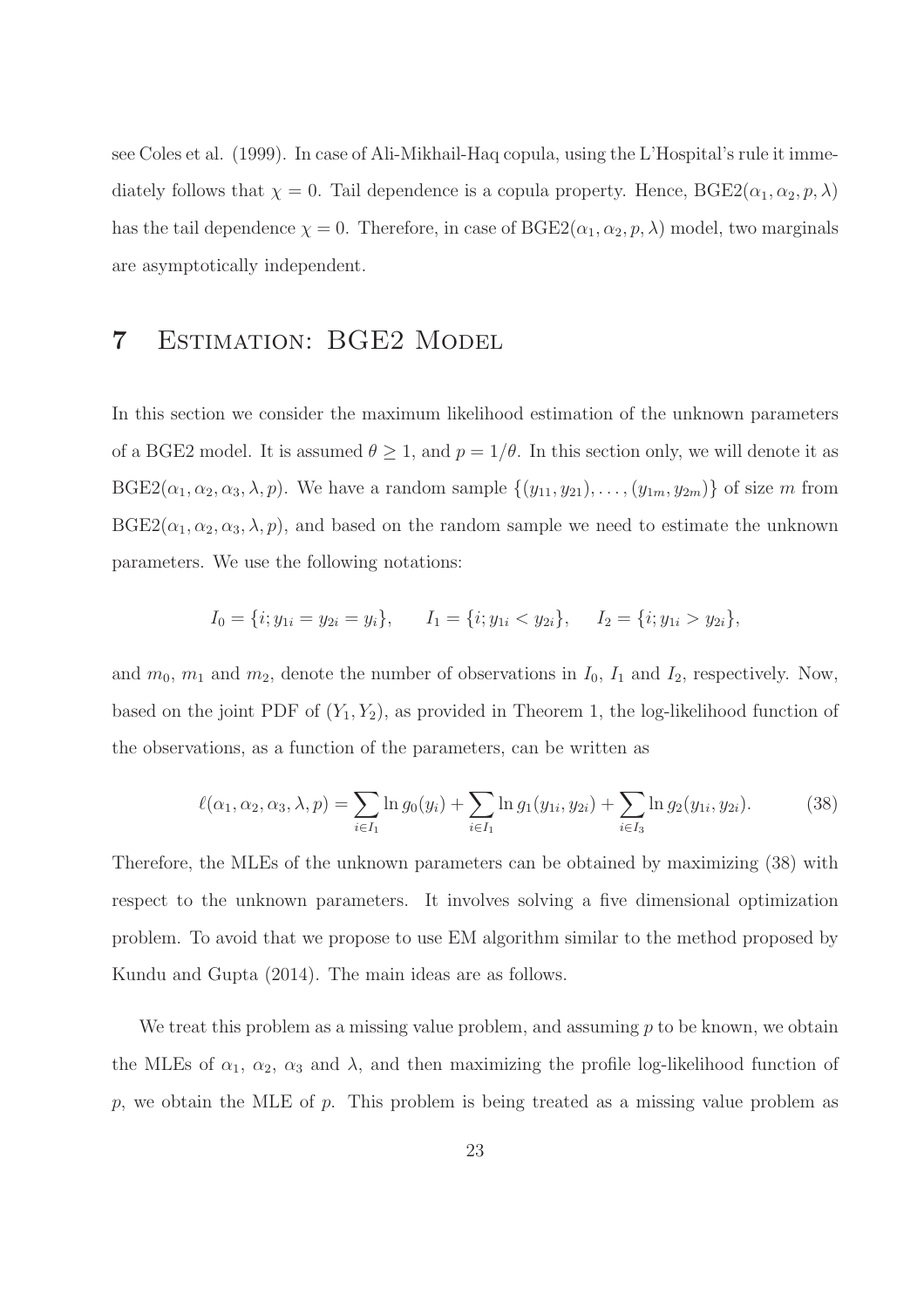see Coles et al. (1999). In case of Ali-Mikhail-Haq copula, using the L'Hospital's rule it immediately follows that $\chi = 0$. Tail dependence is a copula property. Hence, BGE2$(\alpha_1, \alpha_2, p, \lambda)$ has the tail dependence $\chi = 0$. Therefore, in case of BGE2$(\alpha_1, \alpha_2, p, \lambda)$ model, two marginals are asymptotically independent.

# 7 Estimation: BGE2 Model

In this section we consider the maximum likelihood estimation of the unknown parameters of a BGE2 model. It is assumed $\theta \geq 1$, and $p = 1/\theta$. In this section only, we will denote it as BGE2$(\alpha_1, \alpha_2, \alpha_3, \lambda, p)$. We have a random sample $\{(y_{11}, y_{21}), \ldots, (y_{1m}, y_{2m})\}$ of size $m$ from BGE2$(\alpha_1, \alpha_2, \alpha_3, \lambda, p)$, and based on the random sample we need to estimate the unknown parameters. We use the following notations:

$$I_0 = \{i; y_{1i} = y_{2i} = y_i\}, \qquad I_1 = \{i; y_{1i} < y_{2i}\}, \qquad I_2 = \{i; y_{1i} > y_{2i}\},$$

and $m_0$, $m_1$ and $m_2$, denote the number of observations in $I_0$, $I_1$ and $I_2$, respectively. Now, based on the joint PDF of $(Y_1, Y_2)$, as provided in Theorem 1, the log-likelihood function of the observations, as a function of the parameters, can be written as

$$\ell(\alpha_1, \alpha_2, \alpha_3, \lambda, p) = \sum_{i \in I_1} \ln g_0(y_i) + \sum_{i \in I_1} \ln g_1(y_{1i}, y_{2i}) + \sum_{i \in I_3} \ln g_2(y_{1i}, y_{2i}). \tag{38}$$

Therefore, the MLEs of the unknown parameters can be obtained by maximizing (38) with respect to the unknown parameters. It involves solving a five dimensional optimization problem. To avoid that we propose to use EM algorithm similar to the method proposed by Kundu and Gupta (2014). The main ideas are as follows.

We treat this problem as a missing value problem, and assuming $p$ to be known, we obtain the MLEs of $\alpha_1$, $\alpha_2$, $\alpha_3$ and $\lambda$, and then maximizing the profile log-likelihood function of $p$, we obtain the MLE of $p$. This problem is being treated as a missing value problem as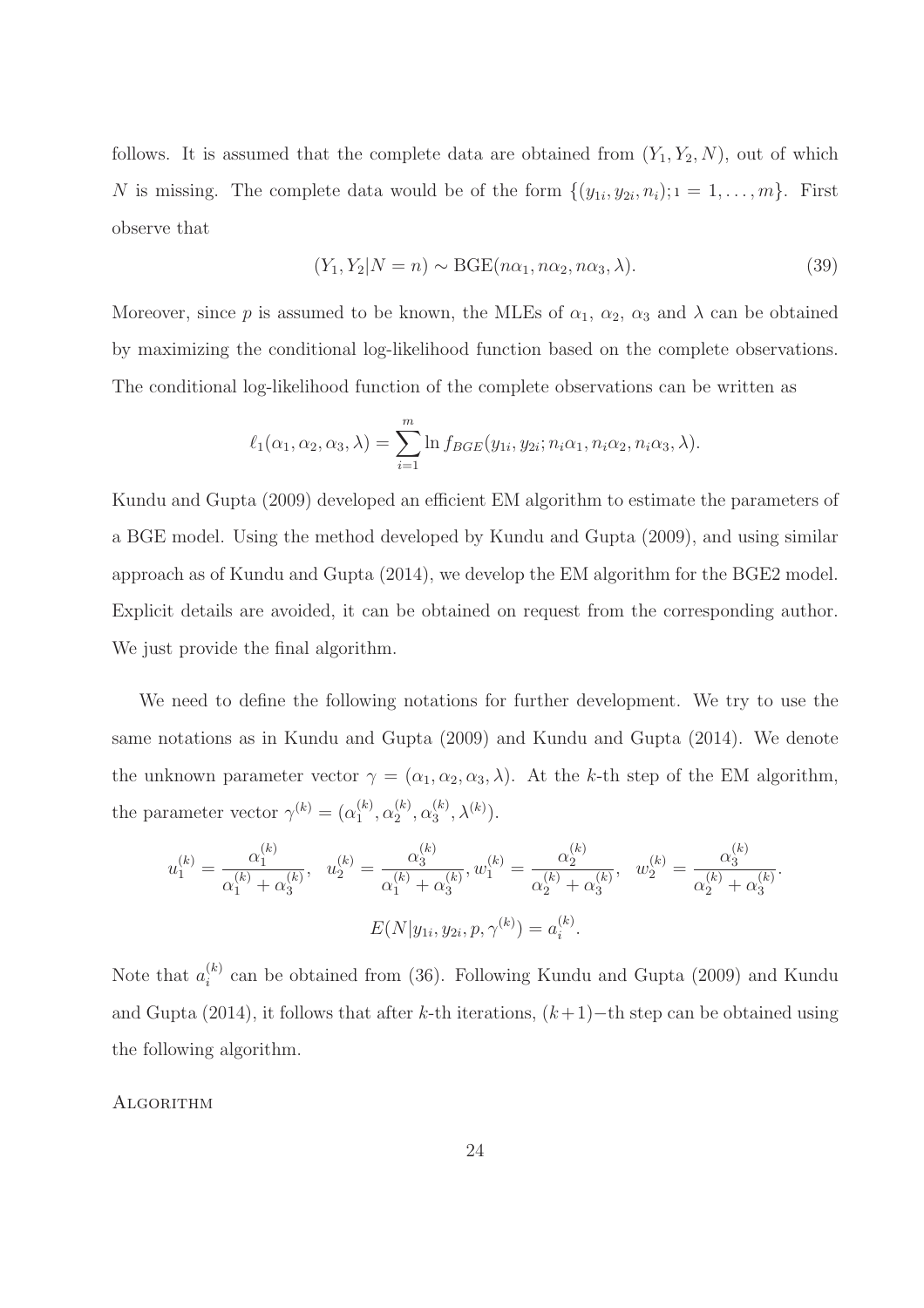follows. It is assumed that the complete data are obtained from $(Y_1, Y_2, N)$, out of which $N$ is missing. The complete data would be of the form $\{(y_{1i}, y_{2i}, n_i); \imath = 1, \ldots, m\}$. First observe that

$$(Y_1, Y_2 | N = n) \sim \text{BGE}(n\alpha_1, n\alpha_2, n\alpha_3, \lambda). \tag{39}$$

Moreover, since $p$ is assumed to be known, the MLEs of $\alpha_1$, $\alpha_2$, $\alpha_3$ and $\lambda$ can be obtained by maximizing the conditional log-likelihood function based on the complete observations. The conditional log-likelihood function of the complete observations can be written as

$$\ell_1(\alpha_1, \alpha_2, \alpha_3, \lambda) = \sum_{i=1}^{m} \ln f_{BGE}(y_{1i}, y_{2i}; n_i\alpha_1, n_i\alpha_2, n_i\alpha_3, \lambda).$$

Kundu and Gupta (2009) developed an efficient EM algorithm to estimate the parameters of a BGE model. Using the method developed by Kundu and Gupta (2009), and using similar approach as of Kundu and Gupta (2014), we develop the EM algorithm for the BGE2 model. Explicit details are avoided, it can be obtained on request from the corresponding author. We just provide the final algorithm.

We need to define the following notations for further development. We try to use the same notations as in Kundu and Gupta (2009) and Kundu and Gupta (2014). We denote the unknown parameter vector $\gamma = (\alpha_1, \alpha_2, \alpha_3, \lambda)$. At the $k$-th step of the EM algorithm, the parameter vector $\gamma^{(k)} = (\alpha_1^{(k)}, \alpha_2^{(k)}, \alpha_3^{(k)}, \lambda^{(k)})$.

$$u_1^{(k)} = \frac{\alpha_1^{(k)}}{\alpha_1^{(k)} + \alpha_3^{(k)}}, \quad u_2^{(k)} = \frac{\alpha_3^{(k)}}{\alpha_1^{(k)} + \alpha_3^{(k)}}, w_1^{(k)} = \frac{\alpha_2^{(k)}}{\alpha_2^{(k)} + \alpha_3^{(k)}}, \quad w_2^{(k)} = \frac{\alpha_3^{(k)}}{\alpha_2^{(k)} + \alpha_3^{(k)}}.$$

$$E(N | y_{1i}, y_{2i}, p, \gamma^{(k)}) = a_i^{(k)}.$$

Note that $a_i^{(k)}$ can be obtained from (36). Following Kundu and Gupta (2009) and Kundu and Gupta (2014), it follows that after $k$-th iterations, $(k+1)-$th step can be obtained using the following algorithm.

Algorithm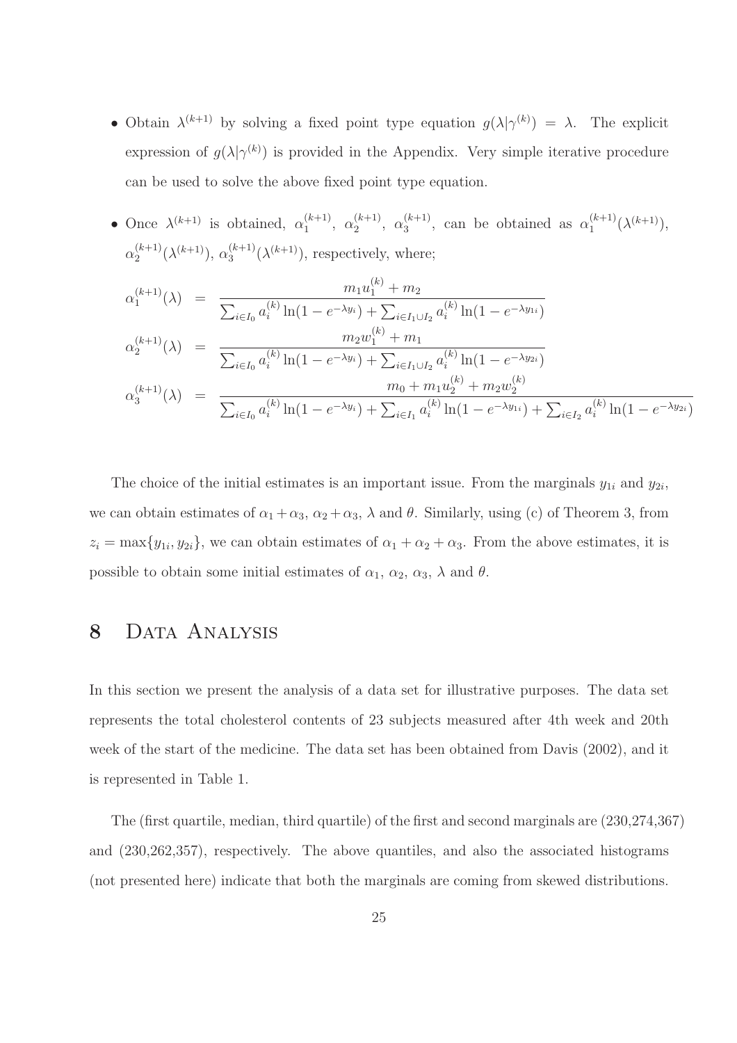- Obtain $\lambda^{(k+1)}$ by solving a fixed point type equation $g(\lambda|\gamma^{(k)}) = \lambda$. The explicit expression of $g(\lambda|\gamma^{(k)})$ is provided in the Appendix. Very simple iterative procedure can be used to solve the above fixed point type equation.

- Once $\lambda^{(k+1)}$ is obtained, $\alpha_1^{(k+1)}$, $\alpha_2^{(k+1)}$, $\alpha_3^{(k+1)}$, can be obtained as $\alpha_1^{(k+1)}(\lambda^{(k+1)})$, $\alpha_2^{(k+1)}(\lambda^{(k+1)})$, $\alpha_3^{(k+1)}(\lambda^{(k+1)})$, respectively, where;

$$
\begin{aligned}
\alpha_1^{(k+1)}(\lambda) &= \frac{m_1 u_1^{(k)} + m_2}{\sum_{i \in I_0} a_i^{(k)} \ln(1 - e^{-\lambda y_i}) + \sum_{i \in I_1 \cup I_2} a_i^{(k)} \ln(1 - e^{-\lambda y_{1i}})} \\
\alpha_2^{(k+1)}(\lambda) &= \frac{m_2 w_1^{(k)} + m_1}{\sum_{i \in I_0} a_i^{(k)} \ln(1 - e^{-\lambda y_i}) + \sum_{i \in I_1 \cup I_2} a_i^{(k)} \ln(1 - e^{-\lambda y_{2i}})} \\
\alpha_3^{(k+1)}(\lambda) &= \frac{m_0 + m_1 u_2^{(k)} + m_2 w_2^{(k)}}{\sum_{i \in I_0} a_i^{(k)} \ln(1 - e^{-\lambda y_i}) + \sum_{i \in I_1} a_i^{(k)} \ln(1 - e^{-\lambda y_{1i}}) + \sum_{i \in I_2} a_i^{(k)} \ln(1 - e^{-\lambda y_{2i}})}
\end{aligned}
$$

The choice of the initial estimates is an important issue. From the marginals $y_{1i}$ and $y_{2i}$, we can obtain estimates of $\alpha_1 + \alpha_3$, $\alpha_2 + \alpha_3$, $\lambda$ and $\theta$. Similarly, using (c) of Theorem 3, from $z_i = \max\{y_{1i}, y_{2i}\}$, we can obtain estimates of $\alpha_1 + \alpha_2 + \alpha_3$. From the above estimates, it is possible to obtain some initial estimates of $\alpha_1$, $\alpha_2$, $\alpha_3$, $\lambda$ and $\theta$.

# 8 Data Analysis

In this section we present the analysis of a data set for illustrative purposes. The data set represents the total cholesterol contents of 23 subjects measured after 4th week and 20th week of the start of the medicine. The data set has been obtained from Davis (2002), and it is represented in Table 1.

The (first quartile, median, third quartile) of the first and second marginals are (230,274,367) and (230,262,357), respectively. The above quantiles, and also the associated histograms (not presented here) indicate that both the marginals are coming from skewed distributions.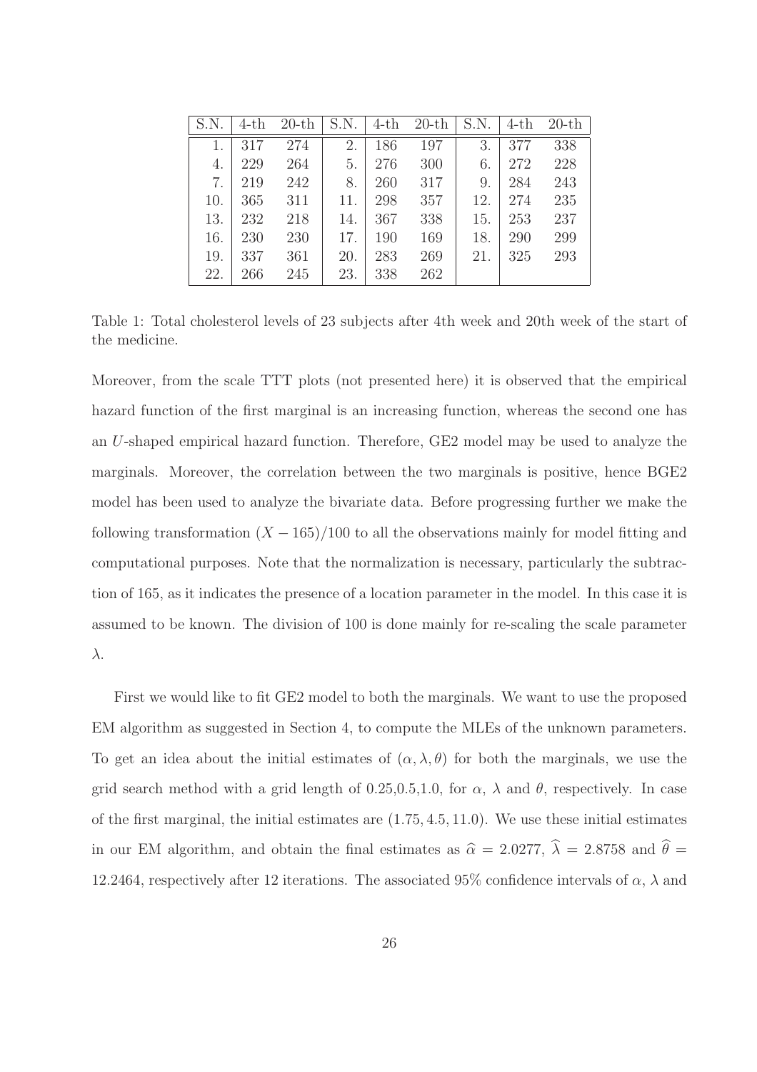| S.N. | 4-th | 20-th | S.N. | 4-th | 20-th | S.N. | 4-th | 20-th |
|---|---|---|---|---|---|---|---|---|
| 1. | 317 | 274 | 2. | 186 | 197 | 3. | 377 | 338 |
| 4. | 229 | 264 | 5. | 276 | 300 | 6. | 272 | 228 |
| 7. | 219 | 242 | 8. | 260 | 317 | 9. | 284 | 243 |
| 10. | 365 | 311 | 11. | 298 | 357 | 12. | 274 | 235 |
| 13. | 232 | 218 | 14. | 367 | 338 | 15. | 253 | 237 |
| 16. | 230 | 230 | 17. | 190 | 169 | 18. | 290 | 299 |
| 19. | 337 | 361 | 20. | 283 | 269 | 21. | 325 | 293 |
| 22. | 266 | 245 | 23. | 338 | 262 | | | |

Table 1: Total cholesterol levels of 23 subjects after 4th week and 20th week of the start of the medicine.

Moreover, from the scale TTT plots (not presented here) it is observed that the empirical hazard function of the first marginal is an increasing function, whereas the second one has an $U$-shaped empirical hazard function. Therefore, GE2 model may be used to analyze the marginals. Moreover, the correlation between the two marginals is positive, hence BGE2 model has been used to analyze the bivariate data. Before progressing further we make the following transformation $(X - 165)/100$ to all the observations mainly for model fitting and computational purposes. Note that the normalization is necessary, particularly the subtraction of 165, as it indicates the presence of a location parameter in the model. In this case it is assumed to be known. The division of 100 is done mainly for re-scaling the scale parameter $\lambda$.

First we would like to fit GE2 model to both the marginals. We want to use the proposed EM algorithm as suggested in Section 4, to compute the MLEs of the unknown parameters. To get an idea about the initial estimates of $(\alpha, \lambda, \theta)$ for both the marginals, we use the grid search method with a grid length of 0.25,0.5,1.0, for $\alpha$, $\lambda$ and $\theta$, respectively. In case of the first marginal, the initial estimates are $(1.75, 4.5, 11.0)$. We use these initial estimates in our EM algorithm, and obtain the final estimates as $\widehat{\alpha} = 2.0277$, $\widehat{\lambda} = 2.8758$ and $\widehat{\theta} = 12.2464$, respectively after 12 iterations. The associated 95% confidence intervals of $\alpha$, $\lambda$ and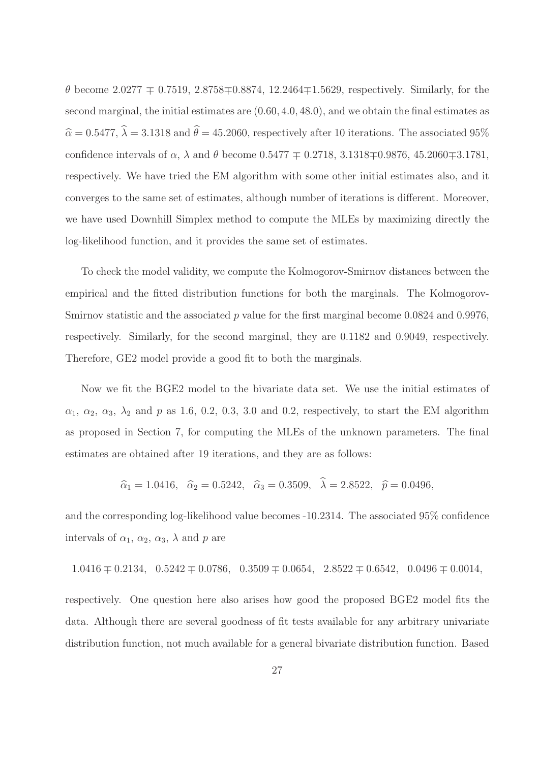$\theta$ become $2.0277 \mp 0.7519$, $2.8758 \mp 0.8874$, $12.2464 \mp 1.5629$, respectively. Similarly, for the second marginal, the initial estimates are $(0.60, 4.0, 48.0)$, and we obtain the final estimates as $\widehat{\alpha} = 0.5477$, $\widehat{\lambda} = 3.1318$ and $\widehat{\theta} = 45.2060$, respectively after 10 iterations. The associated 95% confidence intervals of $\alpha$, $\lambda$ and $\theta$ become $0.5477 \mp 0.2718$, $3.1318 \mp 0.9876$, $45.2060 \mp 3.1781$, respectively. We have tried the EM algorithm with some other initial estimates also, and it converges to the same set of estimates, although number of iterations is different. Moreover, we have used Downhill Simplex method to compute the MLEs by maximizing directly the log-likelihood function, and it provides the same set of estimates.

To check the model validity, we compute the Kolmogorov-Smirnov distances between the empirical and the fitted distribution functions for both the marginals. The Kolmogorov-Smirnov statistic and the associated $p$ value for the first marginal become 0.0824 and 0.9976, respectively. Similarly, for the second marginal, they are 0.1182 and 0.9049, respectively. Therefore, GE2 model provide a good fit to both the marginals.

Now we fit the BGE2 model to the bivariate data set. We use the initial estimates of $\alpha_1$, $\alpha_2$, $\alpha_3$, $\lambda_2$ and $p$ as 1.6, 0.2, 0.3, 3.0 and 0.2, respectively, to start the EM algorithm as proposed in Section 7, for computing the MLEs of the unknown parameters. The final estimates are obtained after 19 iterations, and they are as follows:

$$\widehat{\alpha}_1 = 1.0416, \quad \widehat{\alpha}_2 = 0.5242, \quad \widehat{\alpha}_3 = 0.3509, \quad \widehat{\lambda} = 2.8522, \quad \widehat{p} = 0.0496,$$

and the corresponding log-likelihood value becomes -10.2314. The associated 95% confidence intervals of $\alpha_1$, $\alpha_2$, $\alpha_3$, $\lambda$ and $p$ are

$$1.0416 \mp 0.2134, \quad 0.5242 \mp 0.0786, \quad 0.3509 \mp 0.0654, \quad 2.8522 \mp 0.6542, \quad 0.0496 \mp 0.0014,$$

respectively. One question here also arises how good the proposed BGE2 model fits the data. Although there are several goodness of fit tests available for any arbitrary univariate distribution function, not much available for a general bivariate distribution function. Based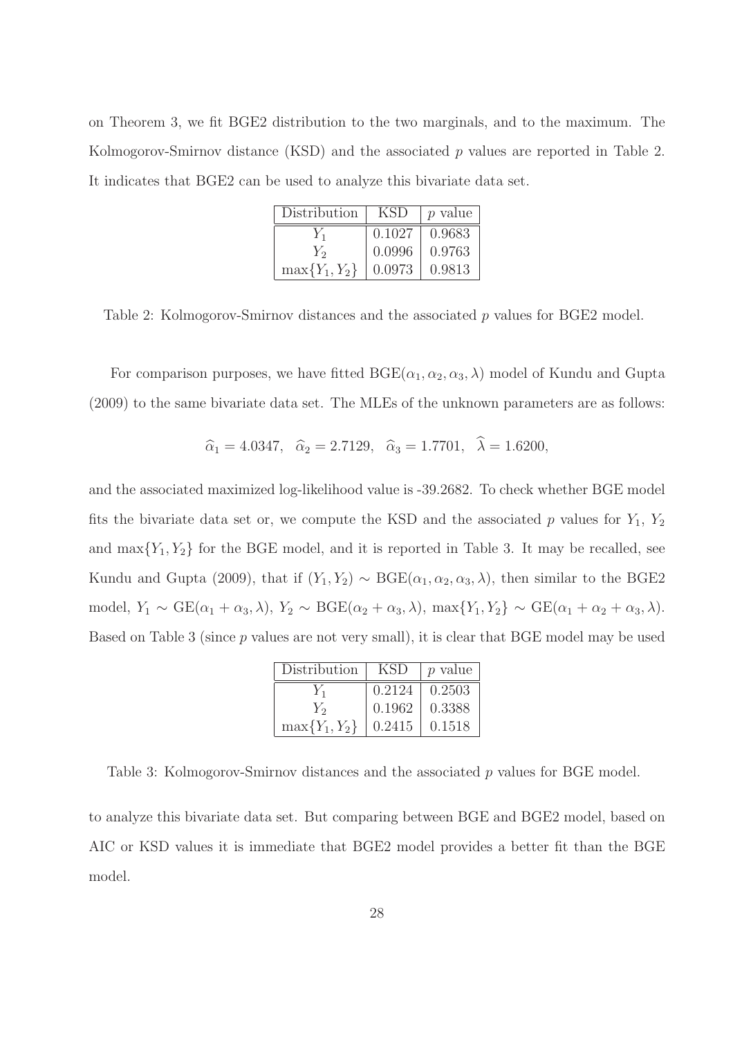on Theorem 3, we fit BGE2 distribution to the two marginals, and to the maximum. The Kolmogorov-Smirnov distance (KSD) and the associated $p$ values are reported in Table 2. It indicates that BGE2 can be used to analyze this bivariate data set.

| Distribution | KSD | $p$ value |
|---|---|---|
| $Y_1$ | 0.1027 | 0.9683 |
| $Y_2$ | 0.0996 | 0.9763 |
| $\max\{Y_1, Y_2\}$ | 0.0973 | 0.9813 |

Table 2: Kolmogorov-Smirnov distances and the associated $p$ values for BGE2 model.

For comparison purposes, we have fitted $\text{BGE}(\alpha_1, \alpha_2, \alpha_3, \lambda)$ model of Kundu and Gupta (2009) to the same bivariate data set. The MLEs of the unknown parameters are as follows:

$$\widehat{\alpha}_1 = 4.0347, \quad \widehat{\alpha}_2 = 2.7129, \quad \widehat{\alpha}_3 = 1.7701, \quad \widehat{\lambda} = 1.6200,$$

and the associated maximized log-likelihood value is -39.2682. To check whether BGE model fits the bivariate data set or, we compute the KSD and the associated $p$ values for $Y_1$, $Y_2$ and $\max\{Y_1, Y_2\}$ for the BGE model, and it is reported in Table 3. It may be recalled, see Kundu and Gupta (2009), that if $(Y_1, Y_2) \sim \text{BGE}(\alpha_1, \alpha_2, \alpha_3, \lambda)$, then similar to the BGE2 model, $Y_1 \sim \text{GE}(\alpha_1 + \alpha_3, \lambda)$, $Y_2 \sim \text{BGE}(\alpha_2 + \alpha_3, \lambda)$, $\max\{Y_1, Y_2\} \sim \text{GE}(\alpha_1 + \alpha_2 + \alpha_3, \lambda)$. Based on Table 3 (since $p$ values are not very small), it is clear that BGE model may be used

| Distribution | KSD | $p$ value |
|---|---|---|
| $Y_1$ | 0.2124 | 0.2503 |
| $Y_2$ | 0.1962 | 0.3388 |
| $\max\{Y_1, Y_2\}$ | 0.2415 | 0.1518 |

Table 3: Kolmogorov-Smirnov distances and the associated $p$ values for BGE model.

to analyze this bivariate data set. But comparing between BGE and BGE2 model, based on AIC or KSD values it is immediate that BGE2 model provides a better fit than the BGE model.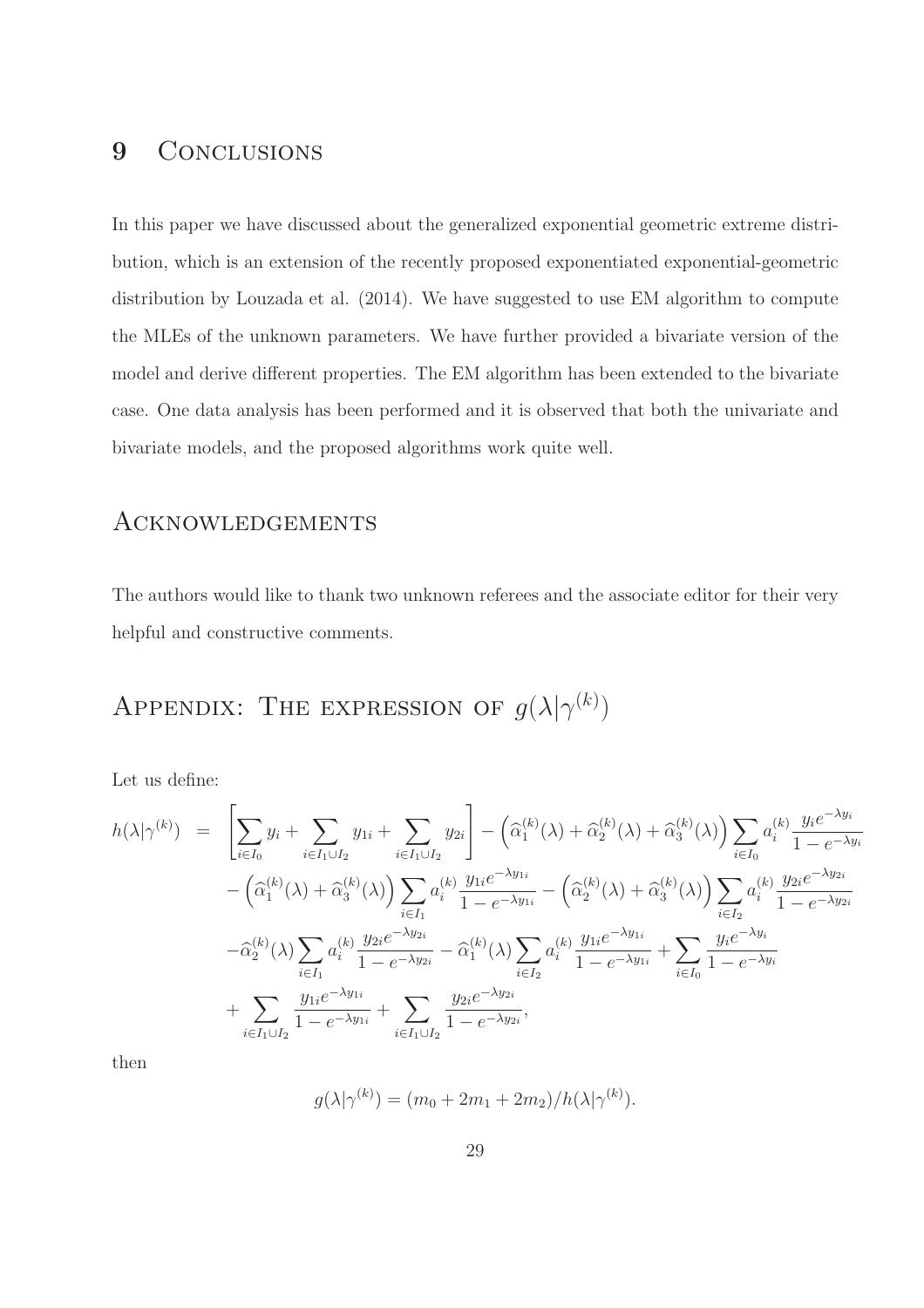## 9 Conclusions

In this paper we have discussed about the generalized exponential geometric extreme distribution, which is an extension of the recently proposed exponentiated exponential-geometric distribution by Louzada et al. (2014). We have suggested to use EM algorithm to compute the MLEs of the unknown parameters. We have further provided a bivariate version of the model and derive different properties. The EM algorithm has been extended to the bivariate case. One data analysis has been performed and it is observed that both the univariate and bivariate models, and the proposed algorithms work quite well.

## Acknowledgements

The authors would like to thank two unknown referees and the associate editor for their very helpful and constructive comments.

## Appendix: The expression of $g(\lambda|\gamma^{(k)})$

Let us define:

$$
\begin{aligned}
h(\lambda|\gamma^{(k)}) \;=\; & \left[\sum_{i\in I_0} y_i + \sum_{i\in I_1\cup I_2} y_{1i} + \sum_{i\in I_1\cup I_2} y_{2i}\right] - \left(\widehat{\alpha}_1^{(k)}(\lambda) + \widehat{\alpha}_2^{(k)}(\lambda) + \widehat{\alpha}_3^{(k)}(\lambda)\right) \sum_{i\in I_0} a_i^{(k)} \frac{y_i e^{-\lambda y_i}}{1-e^{-\lambda y_i}} \\
& - \left(\widehat{\alpha}_1^{(k)}(\lambda) + \widehat{\alpha}_3^{(k)}(\lambda)\right) \sum_{i\in I_1} a_i^{(k)} \frac{y_{1i} e^{-\lambda y_{1i}}}{1-e^{-\lambda y_{1i}}} - \left(\widehat{\alpha}_2^{(k)}(\lambda) + \widehat{\alpha}_3^{(k)}(\lambda)\right) \sum_{i\in I_2} a_i^{(k)} \frac{y_{2i} e^{-\lambda y_{2i}}}{1-e^{-\lambda y_{2i}}} \\
& - \widehat{\alpha}_2^{(k)}(\lambda) \sum_{i\in I_1} a_i^{(k)} \frac{y_{2i} e^{-\lambda y_{2i}}}{1-e^{-\lambda y_{2i}}} - \widehat{\alpha}_1^{(k)}(\lambda) \sum_{i\in I_2} a_i^{(k)} \frac{y_{1i} e^{-\lambda y_{1i}}}{1-e^{-\lambda y_{1i}}} + \sum_{i\in I_0} \frac{y_i e^{-\lambda y_i}}{1-e^{-\lambda y_i}} \\
& + \sum_{i\in I_1\cup I_2} \frac{y_{1i} e^{-\lambda y_{1i}}}{1-e^{-\lambda y_{1i}}} + \sum_{i\in I_1\cup I_2} \frac{y_{2i} e^{-\lambda y_{2i}}}{1-e^{-\lambda y_{2i}}},
\end{aligned}
$$

then

$$
g(\lambda|\gamma^{(k)}) = (m_0 + 2m_1 + 2m_2)/h(\lambda|\gamma^{(k)}).
$$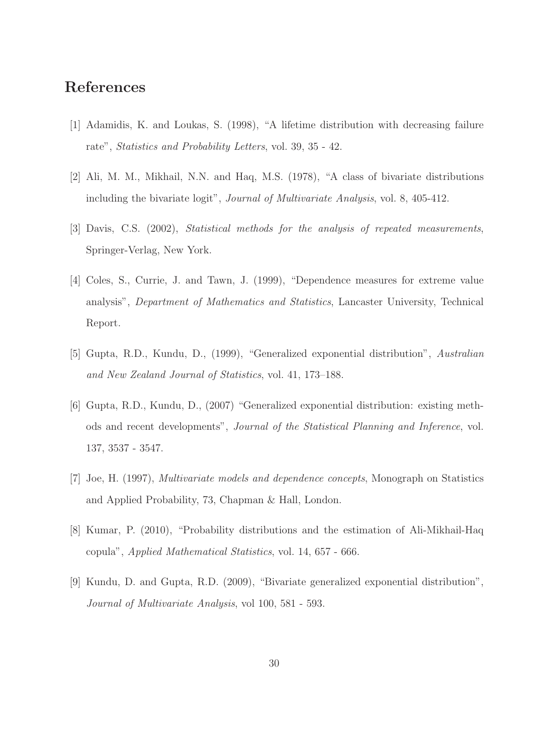## References

[1] Adamidis, K. and Loukas, S. (1998), "A lifetime distribution with decreasing failure rate", *Statistics and Probability Letters*, vol. 39, 35 - 42.

[2] Ali, M. M., Mikhail, N.N. and Haq, M.S. (1978), "A class of bivariate distributions including the bivariate logit", *Journal of Multivariate Analysis*, vol. 8, 405-412.

[3] Davis, C.S. (2002), *Statistical methods for the analysis of repeated measurements*, Springer-Verlag, New York.

[4] Coles, S., Currie, J. and Tawn, J. (1999), "Dependence measures for extreme value analysis", *Department of Mathematics and Statistics*, Lancaster University, Technical Report.

[5] Gupta, R.D., Kundu, D., (1999), "Generalized exponential distribution", *Australian and New Zealand Journal of Statistics*, vol. 41, 173–188.

[6] Gupta, R.D., Kundu, D., (2007) "Generalized exponential distribution: existing methods and recent developments", *Journal of the Statistical Planning and Inference*, vol. 137, 3537 - 3547.

[7] Joe, H. (1997), *Multivariate models and dependence concepts*, Monograph on Statistics and Applied Probability, 73, Chapman & Hall, London.

[8] Kumar, P. (2010), "Probability distributions and the estimation of Ali-Mikhail-Haq copula", *Applied Mathematical Statistics*, vol. 14, 657 - 666.

[9] Kundu, D. and Gupta, R.D. (2009), "Bivariate generalized exponential distribution", *Journal of Multivariate Analysis*, vol 100, 581 - 593.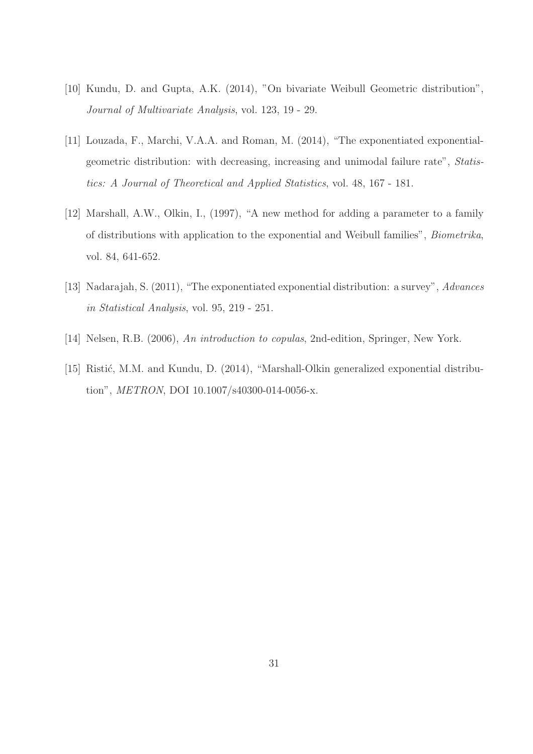[10] Kundu, D. and Gupta, A.K. (2014), "On bivariate Weibull Geometric distribution", *Journal of Multivariate Analysis*, vol. 123, 19 - 29.

[11] Louzada, F., Marchi, V.A.A. and Roman, M. (2014), "The exponentiated exponential-geometric distribution: with decreasing, increasing and unimodal failure rate", *Statistics: A Journal of Theoretical and Applied Statistics*, vol. 48, 167 - 181.

[12] Marshall, A.W., Olkin, I., (1997), "A new method for adding a parameter to a family of distributions with application to the exponential and Weibull families", *Biometrika*, vol. 84, 641-652.

[13] Nadarajah, S. (2011), "The exponentiated exponential distribution: a survey", *Advances in Statistical Analysis*, vol. 95, 219 - 251.

[14] Nelsen, R.B. (2006), *An introduction to copulas*, 2nd-edition, Springer, New York.

[15] Ristić, M.M. and Kundu, D. (2014), "Marshall-Olkin generalized exponential distribution", *METRON*, DOI 10.1007/s40300-014-0056-x.